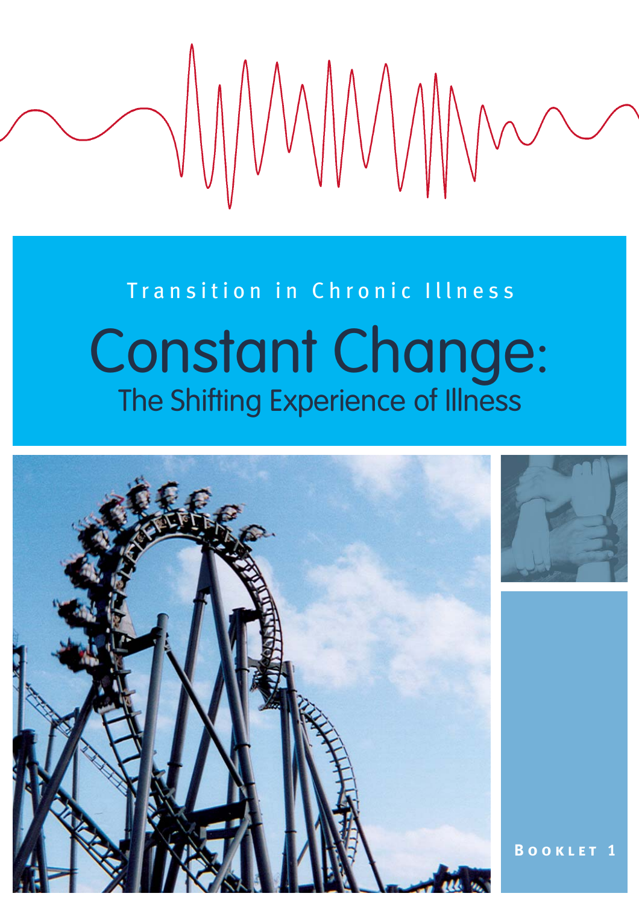Transition in Chronic Illness

# Constant Change:

## The Shifting Experience of Illness

**Booklet 1**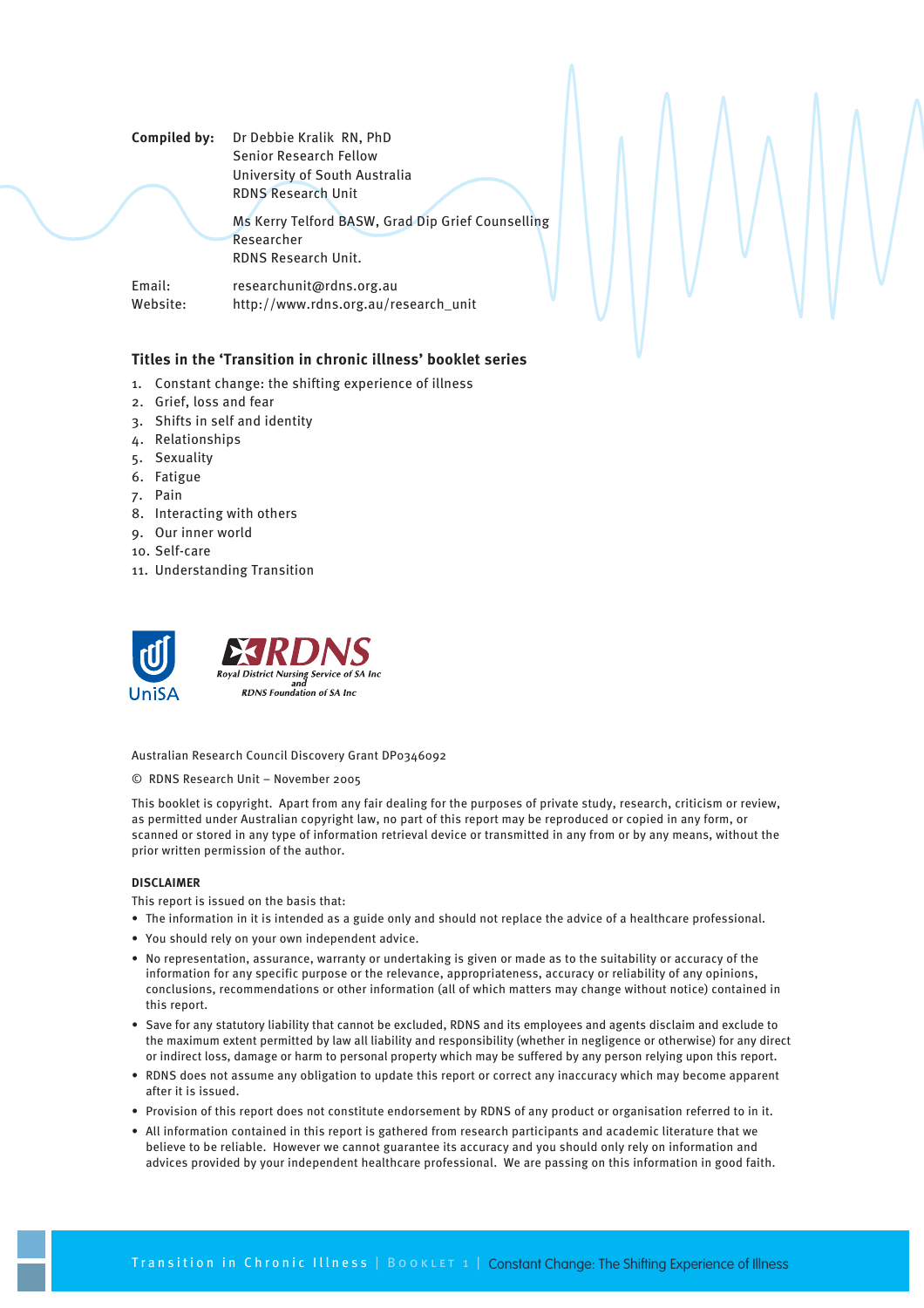**Compiled by:** Dr Debbie Kralik RN, PhD
Senior Research Fellow
University of South Australia
RDNS Research Unit

Ms Kerry Telford BASW, Grad Dip Grief Counselling
Researcher
RDNS Research Unit.

Email: researchunit@rdns.org.au
Website: http://www.rdns.org.au/research_unit

## Titles in the 'Transition in chronic illness' booklet series

1. Constant change: the shifting experience of illness
2. Grief, loss and fear
3. Shifts in self and identity
4. Relationships
5. Sexuality
6. Fatigue
7. Pain
8. Interacting with others
9. Our inner world
10. Self-care
11. Understanding Transition

UniSA

RDNS
Royal District Nursing Service of SA Inc
and
RDNS Foundation of SA Inc

Australian Research Council Discovery Grant DP0346092

© RDNS Research Unit – November 2005

This booklet is copyright. Apart from any fair dealing for the purposes of private study, research, criticism or review, as permitted under Australian copyright law, no part of this report may be reproduced or copied in any form, or scanned or stored in any type of information retrieval device or transmitted in any from or by any means, without the prior written permission of the author.

**DISCLAIMER**

This report is issued on the basis that:

- The information in it is intended as a guide only and should not replace the advice of a healthcare professional.
- You should rely on your own independent advice.
- No representation, assurance, warranty or undertaking is given or made as to the suitability or accuracy of the information for any specific purpose or the relevance, appropriateness, accuracy or reliability of any opinions, conclusions, recommendations or other information (all of which matters may change without notice) contained in this report.
- Save for any statutory liability that cannot be excluded, RDNS and its employees and agents disclaim and exclude to the maximum extent permitted by law all liability and responsibility (whether in negligence or otherwise) for any direct or indirect loss, damage or harm to personal property which may be suffered by any person relying upon this report.
- RDNS does not assume any obligation to update this report or correct any inaccuracy which may become apparent after it is issued.
- Provision of this report does not constitute endorsement by RDNS of any product or organisation referred to in it.
- All information contained in this report is gathered from research participants and academic literature that we believe to be reliable. However we cannot guarantee its accuracy and you should only rely on information and advices provided by your independent healthcare professional. We are passing on this information in good faith.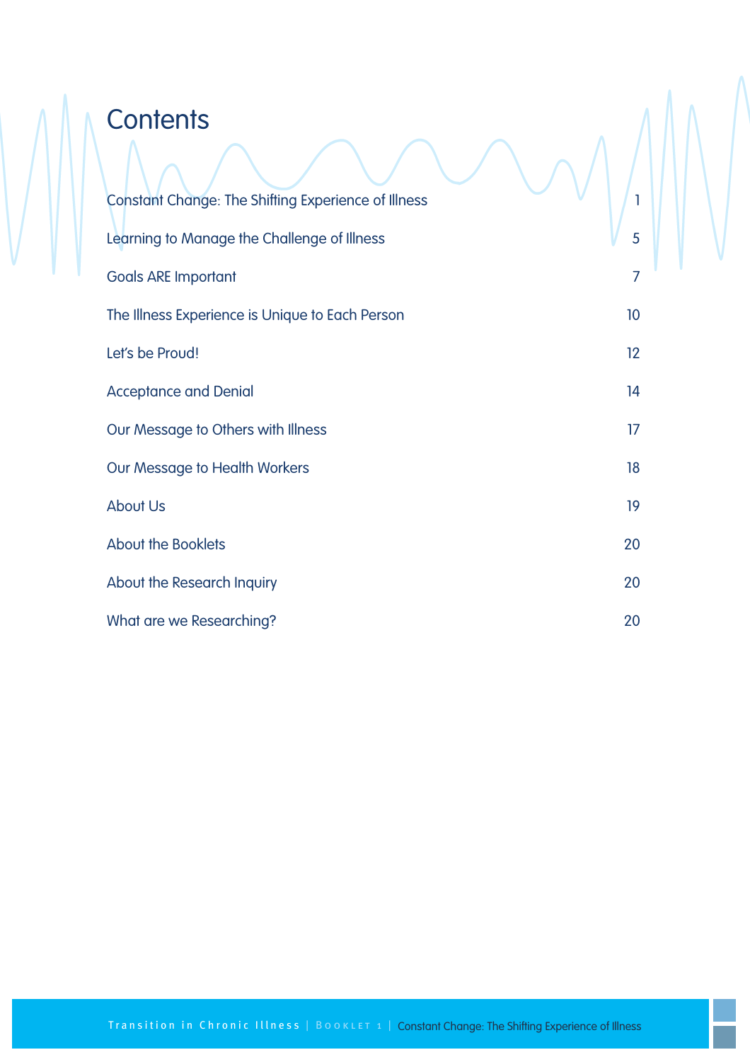# Contents

| | |
|---|---|
| Constant Change: The Shifting Experience of Illness | 1 |
| Learning to Manage the Challenge of Illness | 5 |
| Goals ARE Important | 7 |
| The Illness Experience is Unique to Each Person | 10 |
| Let's be Proud! | 12 |
| Acceptance and Denial | 14 |
| Our Message to Others with Illness | 17 |
| Our Message to Health Workers | 18 |
| About Us | 19 |
| About the Booklets | 20 |
| About the Research Inquiry | 20 |
| What are we Researching? | 20 |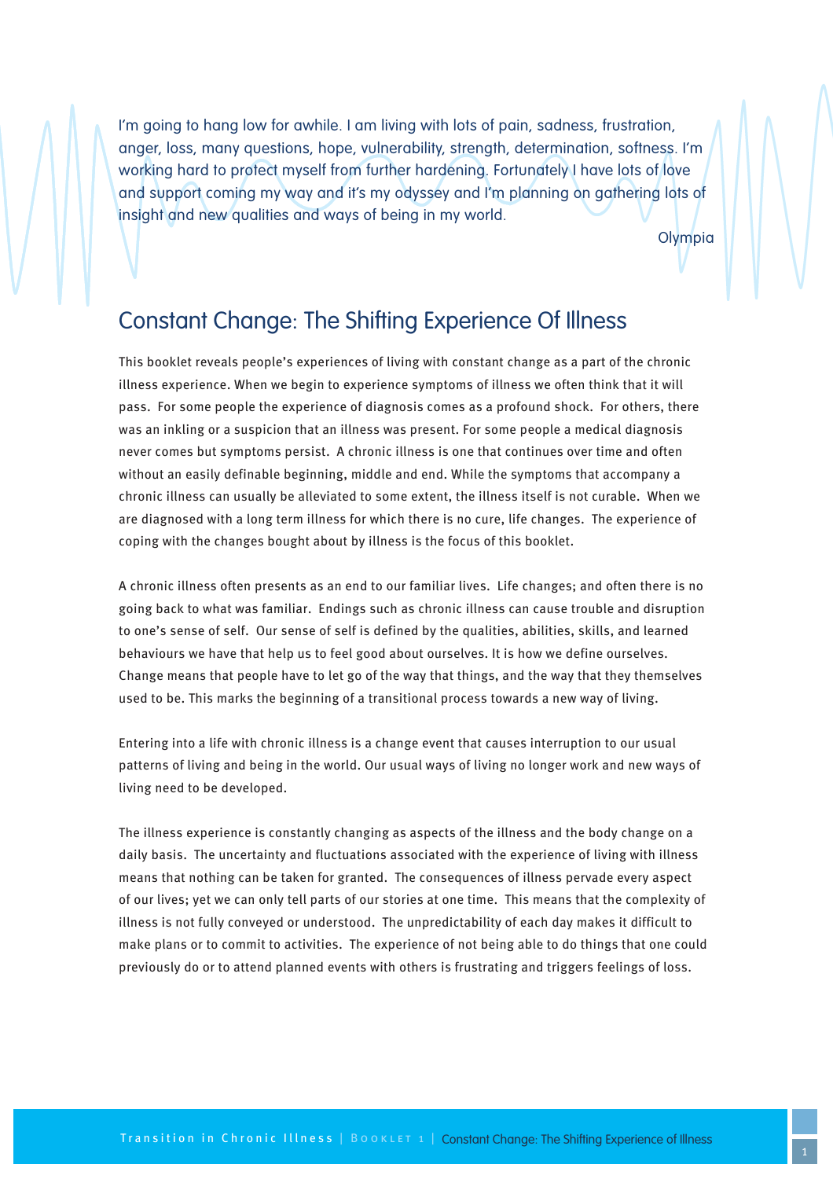I'm going to hang low for awhile. I am living with lots of pain, sadness, frustration, anger, loss, many questions, hope, vulnerability, strength, determination, softness. I'm working hard to protect myself from further hardening. Fortunately I have lots of love and support coming my way and it's my odyssey and I'm planning on gathering lots of insight and new qualities and ways of being in my world.

Olympia

## Constant Change: The Shifting Experience Of Illness

This booklet reveals people's experiences of living with constant change as a part of the chronic illness experience. When we begin to experience symptoms of illness we often think that it will pass. For some people the experience of diagnosis comes as a profound shock. For others, there was an inkling or a suspicion that an illness was present. For some people a medical diagnosis never comes but symptoms persist. A chronic illness is one that continues over time and often without an easily definable beginning, middle and end. While the symptoms that accompany a chronic illness can usually be alleviated to some extent, the illness itself is not curable. When we are diagnosed with a long term illness for which there is no cure, life changes. The experience of coping with the changes bought about by illness is the focus of this booklet.

A chronic illness often presents as an end to our familiar lives. Life changes; and often there is no going back to what was familiar. Endings such as chronic illness can cause trouble and disruption to one's sense of self. Our sense of self is defined by the qualities, abilities, skills, and learned behaviours we have that help us to feel good about ourselves. It is how we define ourselves. Change means that people have to let go of the way that things, and the way that they themselves used to be. This marks the beginning of a transitional process towards a new way of living.

Entering into a life with chronic illness is a change event that causes interruption to our usual patterns of living and being in the world. Our usual ways of living no longer work and new ways of living need to be developed.

The illness experience is constantly changing as aspects of the illness and the body change on a daily basis. The uncertainty and fluctuations associated with the experience of living with illness means that nothing can be taken for granted. The consequences of illness pervade every aspect of our lives; yet we can only tell parts of our stories at one time. This means that the complexity of illness is not fully conveyed or understood. The unpredictability of each day makes it difficult to make plans or to commit to activities. The experience of not being able to do things that one could previously do or to attend planned events with others is frustrating and triggers feelings of loss.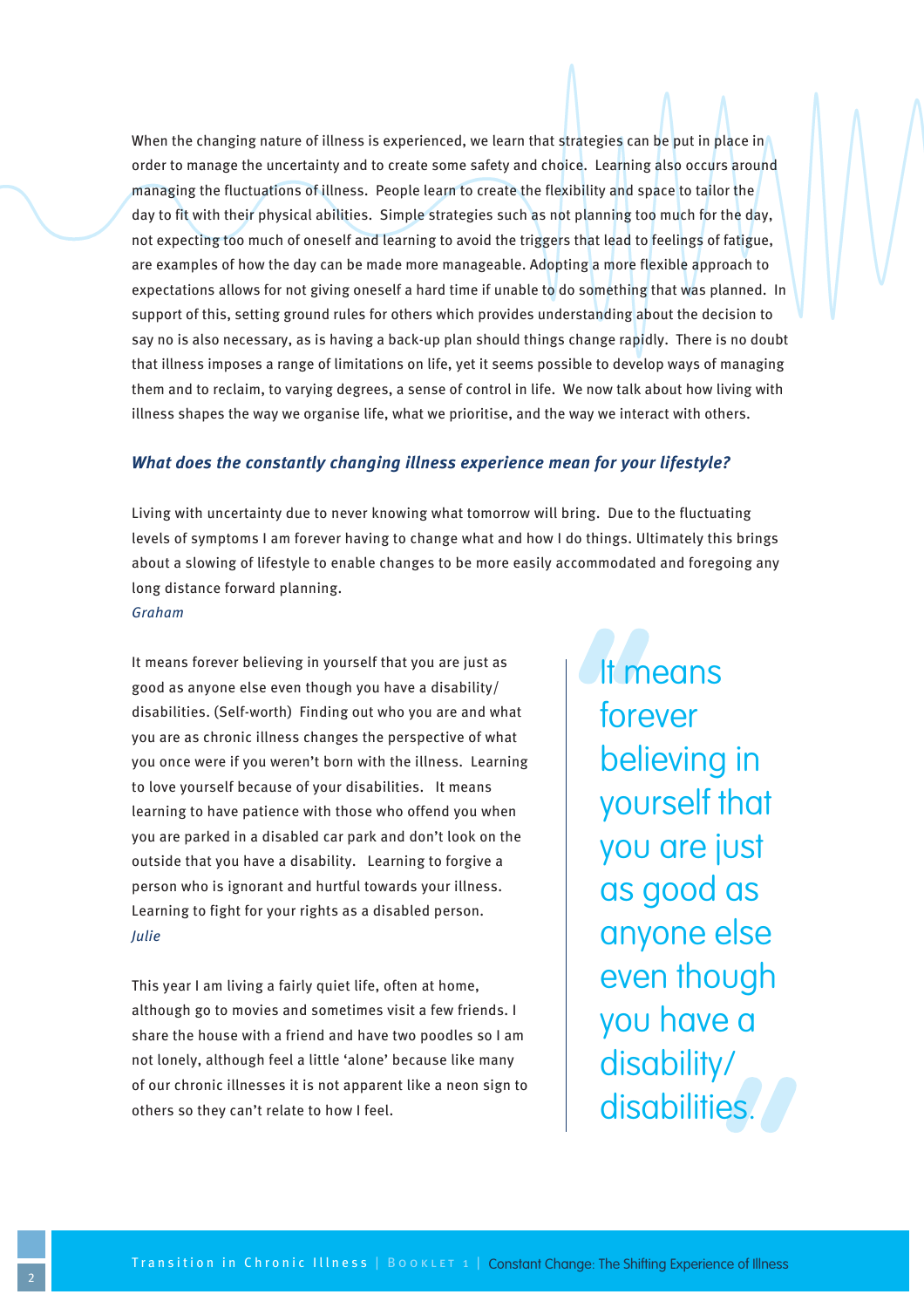When the changing nature of illness is experienced, we learn that strategies can be put in place in order to manage the uncertainty and to create some safety and choice. Learning also occurs around managing the fluctuations of illness. People learn to create the flexibility and space to tailor the day to fit with their physical abilities. Simple strategies such as not planning too much for the day, not expecting too much of oneself and learning to avoid the triggers that lead to feelings of fatigue, are examples of how the day can be made more manageable. Adopting a more flexible approach to expectations allows for not giving oneself a hard time if unable to do something that was planned. In support of this, setting ground rules for others which provides understanding about the decision to say no is also necessary, as is having a back-up plan should things change rapidly. There is no doubt that illness imposes a range of limitations on life, yet it seems possible to develop ways of managing them and to reclaim, to varying degrees, a sense of control in life. We now talk about how living with illness shapes the way we organise life, what we prioritise, and the way we interact with others.

### *What does the constantly changing illness experience mean for your lifestyle?*

Living with uncertainty due to never knowing what tomorrow will bring. Due to the fluctuating levels of symptoms I am forever having to change what and how I do things. Ultimately this brings about a slowing of lifestyle to enable changes to be more easily accommodated and foregoing any long distance forward planning.
*Graham*

It means forever believing in yourself that you are just as good as anyone else even though you have a disability/ disabilities. (Self-worth) Finding out who you are and what you are as chronic illness changes the perspective of what you once were if you weren't born with the illness. Learning to love yourself because of your disabilities. It means learning to have patience with those who offend you when you are parked in a disabled car park and don't look on the outside that you have a disability. Learning to forgive a person who is ignorant and hurtful towards your illness. Learning to fight for your rights as a disabled person.
*Julie*

> "It means forever believing in yourself that you are just as good as anyone else even though you have a disability/ disabilities."

This year I am living a fairly quiet life, often at home, although go to movies and sometimes visit a few friends. I share the house with a friend and have two poodles so I am not lonely, although feel a little 'alone' because like many of our chronic illnesses it is not apparent like a neon sign to others so they can't relate to how I feel.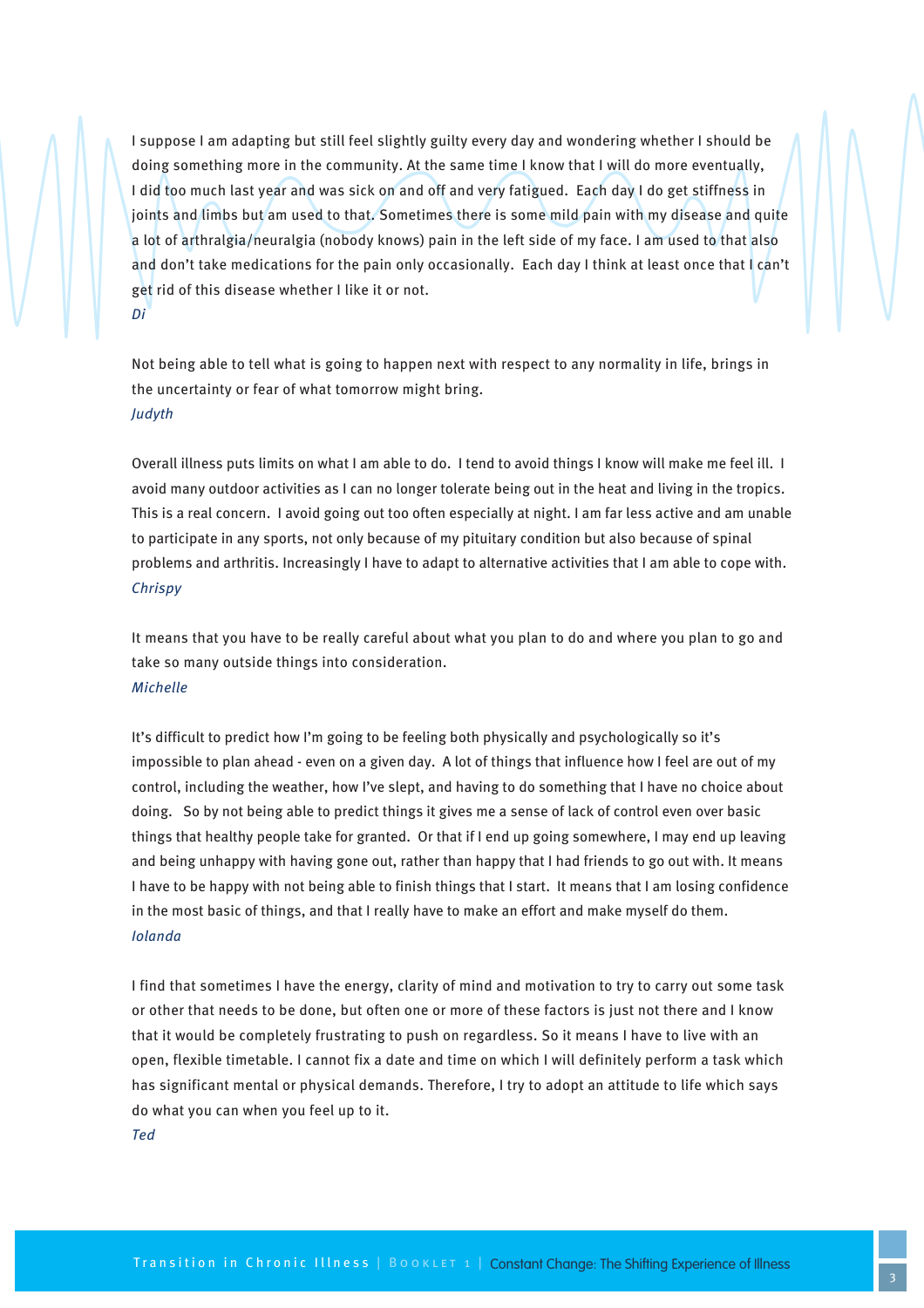I suppose I am adapting but still feel slightly guilty every day and wondering whether I should be doing something more in the community. At the same time I know that I will do more eventually, I did too much last year and was sick on and off and very fatigued. Each day I do get stiffness in joints and limbs but am used to that. Sometimes there is some mild pain with my disease and quite a lot of arthralgia/neuralgia (nobody knows) pain in the left side of my face. I am used to that also and don't take medications for the pain only occasionally. Each day I think at least once that I can't get rid of this disease whether I like it or not.
*Di*

Not being able to tell what is going to happen next with respect to any normality in life, brings in the uncertainty or fear of what tomorrow might bring.
*Judyth*

Overall illness puts limits on what I am able to do. I tend to avoid things I know will make me feel ill. I avoid many outdoor activities as I can no longer tolerate being out in the heat and living in the tropics. This is a real concern. I avoid going out too often especially at night. I am far less active and am unable to participate in any sports, not only because of my pituitary condition but also because of spinal problems and arthritis. Increasingly I have to adapt to alternative activities that I am able to cope with.
*Chrispy*

It means that you have to be really careful about what you plan to do and where you plan to go and take so many outside things into consideration.
*Michelle*

It's difficult to predict how I'm going to be feeling both physically and psychologically so it's impossible to plan ahead - even on a given day. A lot of things that influence how I feel are out of my control, including the weather, how I've slept, and having to do something that I have no choice about doing. So by not being able to predict things it gives me a sense of lack of control even over basic things that healthy people take for granted. Or that if I end up going somewhere, I may end up leaving and being unhappy with having gone out, rather than happy that I had friends to go out with. It means I have to be happy with not being able to finish things that I start. It means that I am losing confidence in the most basic of things, and that I really have to make an effort and make myself do them.
*Iolanda*

I find that sometimes I have the energy, clarity of mind and motivation to try to carry out some task or other that needs to be done, but often one or more of these factors is just not there and I know that it would be completely frustrating to push on regardless. So it means I have to live with an open, flexible timetable. I cannot fix a date and time on which I will definitely perform a task which has significant mental or physical demands. Therefore, I try to adopt an attitude to life which says do what you can when you feel up to it.
*Ted*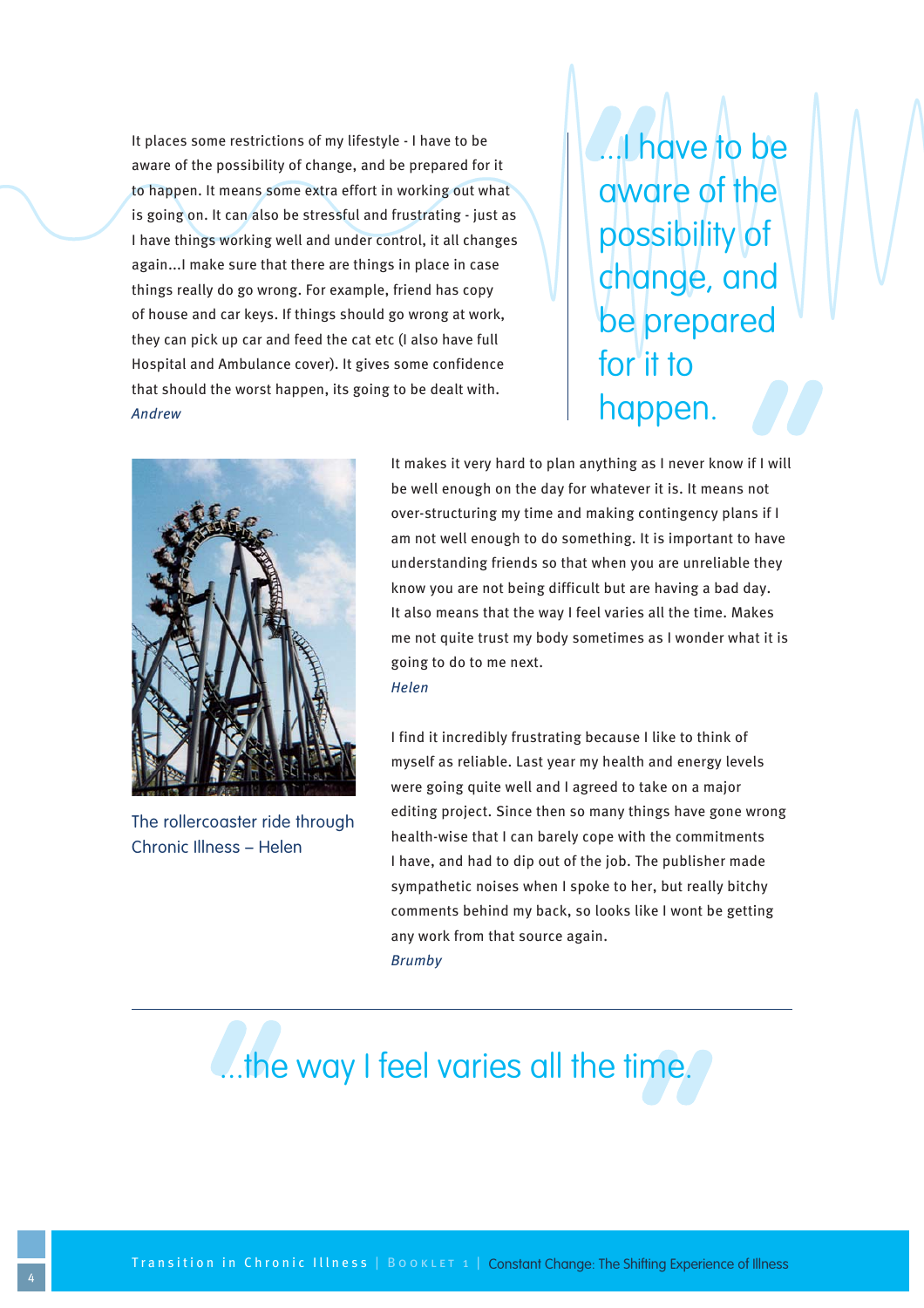It places some restrictions of my lifestyle - I have to be aware of the possibility of change, and be prepared for it to happen. It means some extra effort in working out what is going on. It can also be stressful and frustrating - just as I have things working well and under control, it all changes again...I make sure that there are things in place in case things really do go wrong. For example, friend has copy of house and car keys. If things should go wrong at work, they can pick up car and feed the cat etc (I also have full Hospital and Ambulance cover). It gives some confidence that should the worst happen, its going to be dealt with.
*Andrew*

> "...I have to be aware of the possibility of change, and be prepared for it to happen."

The rollercoaster ride through Chronic Illness – Helen

It makes it very hard to plan anything as I never know if I will be well enough on the day for whatever it is. It means not over-structuring my time and making contingency plans if I am not well enough to do something. It is important to have understanding friends so that when you are unreliable they know you are not being difficult but are having a bad day. It also means that the way I feel varies all the time. Makes me not quite trust my body sometimes as I wonder what it is going to do to me next.
*Helen*

I find it incredibly frustrating because I like to think of myself as reliable. Last year my health and energy levels were going quite well and I agreed to take on a major editing project. Since then so many things have gone wrong health-wise that I can barely cope with the commitments I have, and had to dip out of the job. The publisher made sympathetic noises when I spoke to her, but really bitchy comments behind my back, so looks like I wont be getting any work from that source again.
*Brumby*

> "...the way I feel varies all the time."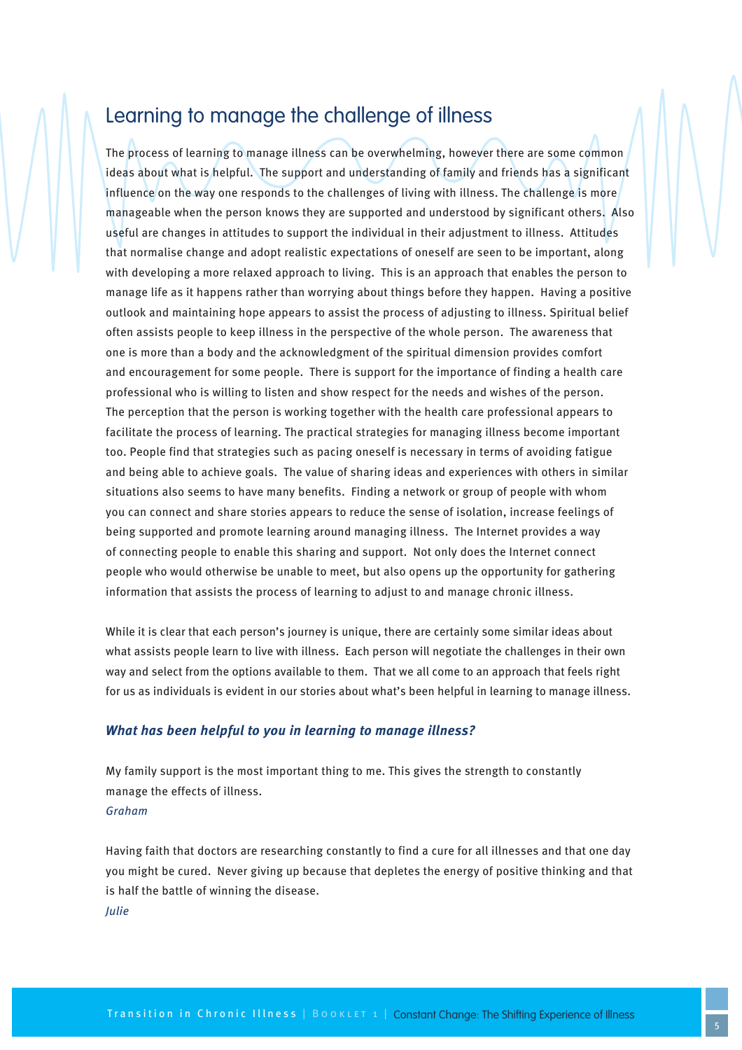# Learning to manage the challenge of illness

The process of learning to manage illness can be overwhelming, however there are some common ideas about what is helpful. The support and understanding of family and friends has a significant influence on the way one responds to the challenges of living with illness. The challenge is more manageable when the person knows they are supported and understood by significant others. Also useful are changes in attitudes to support the individual in their adjustment to illness. Attitudes that normalise change and adopt realistic expectations of oneself are seen to be important, along with developing a more relaxed approach to living. This is an approach that enables the person to manage life as it happens rather than worrying about things before they happen. Having a positive outlook and maintaining hope appears to assist the process of adjusting to illness. Spiritual belief often assists people to keep illness in the perspective of the whole person. The awareness that one is more than a body and the acknowledgment of the spiritual dimension provides comfort and encouragement for some people. There is support for the importance of finding a health care professional who is willing to listen and show respect for the needs and wishes of the person. The perception that the person is working together with the health care professional appears to facilitate the process of learning. The practical strategies for managing illness become important too. People find that strategies such as pacing oneself is necessary in terms of avoiding fatigue and being able to achieve goals. The value of sharing ideas and experiences with others in similar situations also seems to have many benefits. Finding a network or group of people with whom you can connect and share stories appears to reduce the sense of isolation, increase feelings of being supported and promote learning around managing illness. The Internet provides a way of connecting people to enable this sharing and support. Not only does the Internet connect people who would otherwise be unable to meet, but also opens up the opportunity for gathering information that assists the process of learning to adjust to and manage chronic illness.

While it is clear that each person's journey is unique, there are certainly some similar ideas about what assists people learn to live with illness. Each person will negotiate the challenges in their own way and select from the options available to them. That we all come to an approach that feels right for us as individuals is evident in our stories about what's been helpful in learning to manage illness.

***What has been helpful to you in learning to manage illness?***

My family support is the most important thing to me. This gives the strength to constantly manage the effects of illness.
*Graham*

Having faith that doctors are researching constantly to find a cure for all illnesses and that one day you might be cured. Never giving up because that depletes the energy of positive thinking and that is half the battle of winning the disease.
*Julie*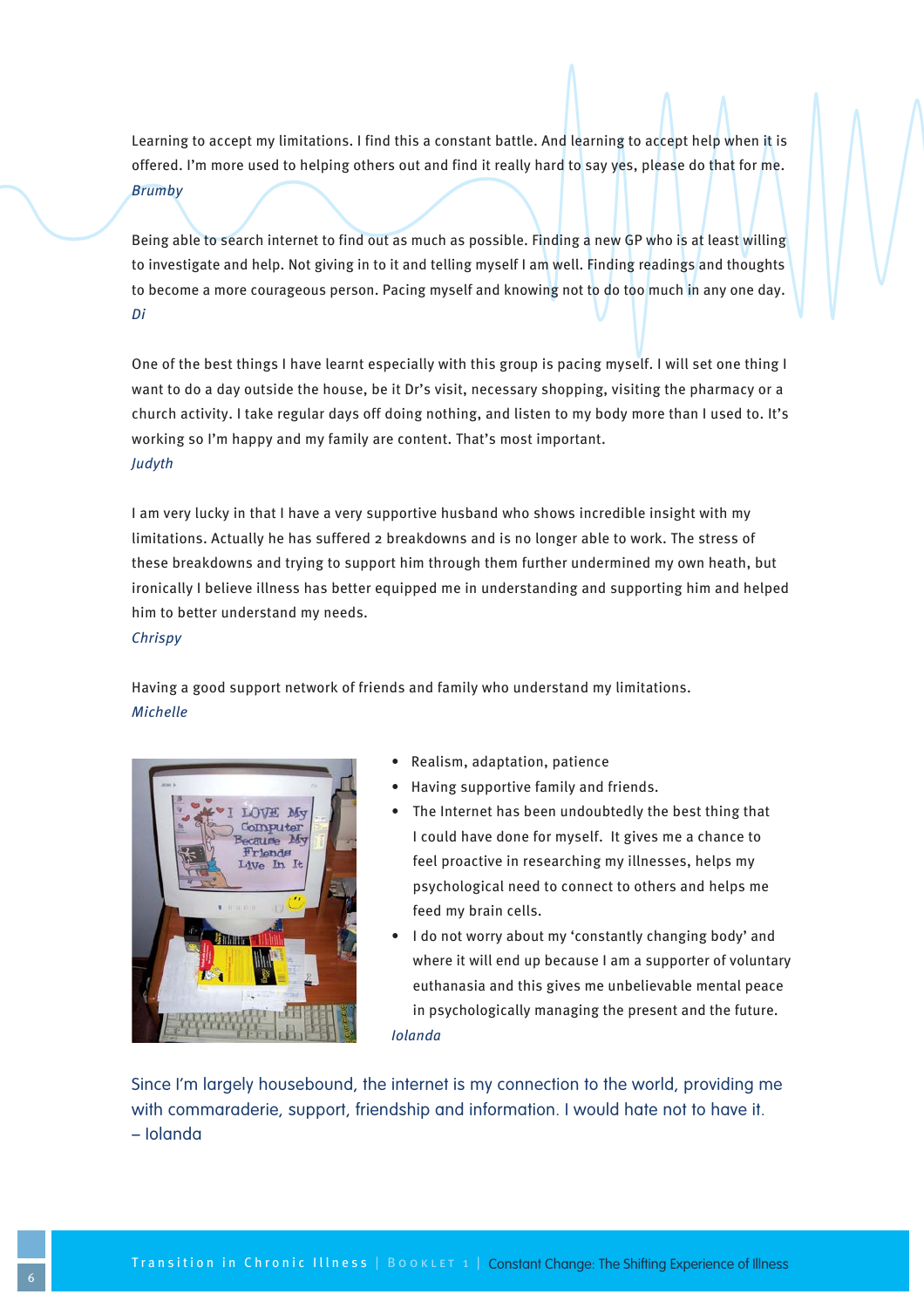Learning to accept my limitations. I find this a constant battle. And learning to accept help when it is offered. I'm more used to helping others out and find it really hard to say yes, please do that for me.
*Brumby*

Being able to search internet to find out as much as possible. Finding a new GP who is at least willing to investigate and help. Not giving in to it and telling myself I am well. Finding readings and thoughts to become a more courageous person. Pacing myself and knowing not to do too much in any one day.
*Di*

One of the best things I have learnt especially with this group is pacing myself. I will set one thing I want to do a day outside the house, be it Dr's visit, necessary shopping, visiting the pharmacy or a church activity. I take regular days off doing nothing, and listen to my body more than I used to. It's working so I'm happy and my family are content. That's most important.
*Judyth*

I am very lucky in that I have a very supportive husband who shows incredible insight with my limitations. Actually he has suffered 2 breakdowns and is no longer able to work. The stress of these breakdowns and trying to support him through them further undermined my own heath, but ironically I believe illness has better equipped me in understanding and supporting him and helped him to better understand my needs.
*Chrispy*

Having a good support network of friends and family who understand my limitations.
*Michelle*

- Realism, adaptation, patience
- Having supportive family and friends.
- The Internet has been undoubtedly the best thing that I could have done for myself. It gives me a chance to feel proactive in researching my illnesses, helps my psychological need to connect to others and helps me feed my brain cells.
- I do not worry about my 'constantly changing body' and where it will end up because I am a supporter of voluntary euthanasia and this gives me unbelievable mental peace in psychologically managing the present and the future.

*Iolanda*

Since I'm largely housebound, the internet is my connection to the world, providing me with commaraderie, support, friendship and information. I would hate not to have it.
– Iolanda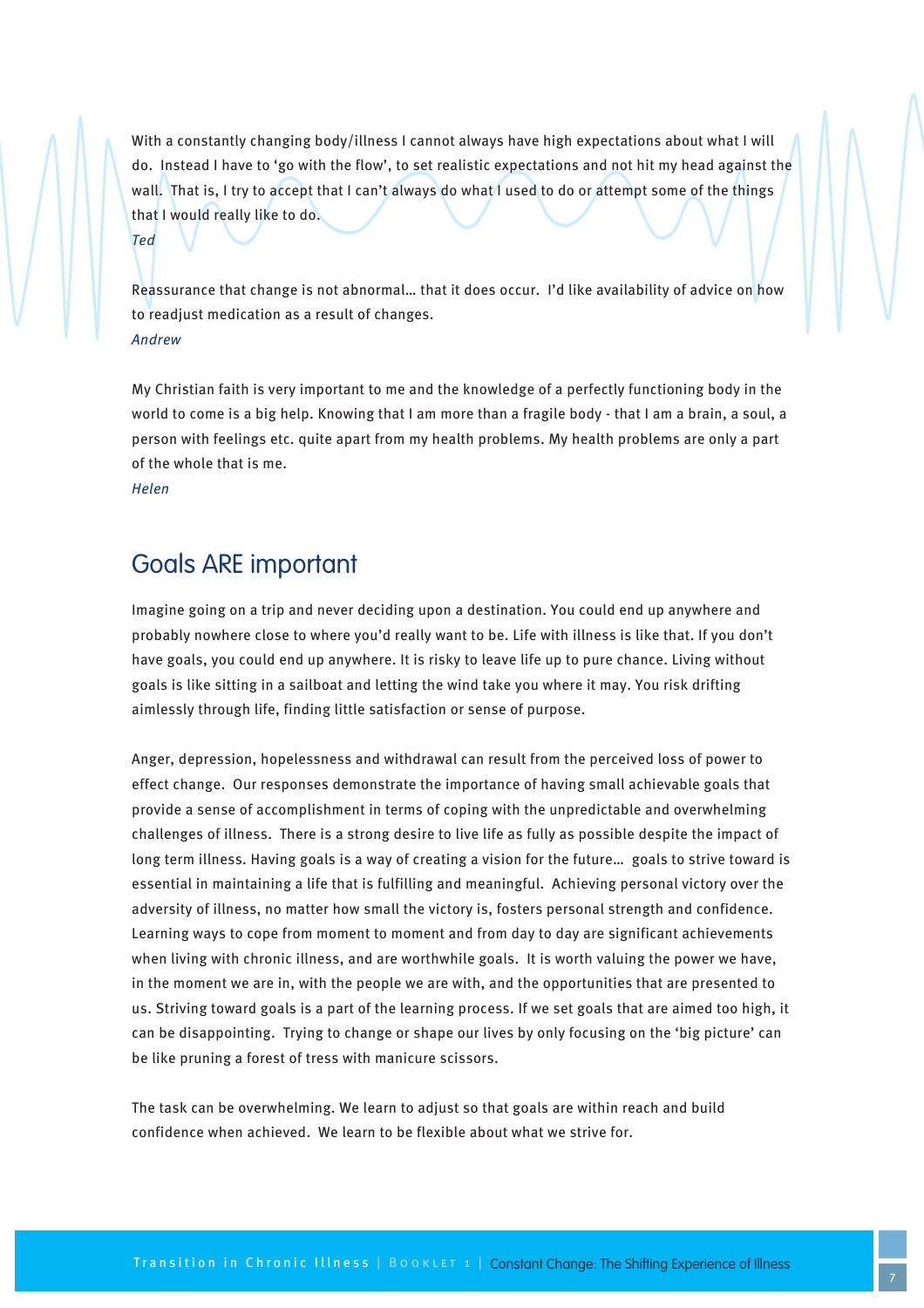With a constantly changing body/illness I cannot always have high expectations about what I will do. Instead I have to 'go with the flow', to set realistic expectations and not hit my head against the wall. That is, I try to accept that I can't always do what I used to do or attempt some of the things that I would really like to do.

*Ted*

Reassurance that change is not abnormal… that it does occur. I'd like availability of advice on how to readjust medication as a result of changes.

*Andrew*

My Christian faith is very important to me and the knowledge of a perfectly functioning body in the world to come is a big help. Knowing that I am more than a fragile body - that I am a brain, a soul, a person with feelings etc. quite apart from my health problems. My health problems are only a part of the whole that is me.

*Helen*

## Goals ARE important

Imagine going on a trip and never deciding upon a destination. You could end up anywhere and probably nowhere close to where you'd really want to be. Life with illness is like that. If you don't have goals, you could end up anywhere. It is risky to leave life up to pure chance. Living without goals is like sitting in a sailboat and letting the wind take you where it may. You risk drifting aimlessly through life, finding little satisfaction or sense of purpose.

Anger, depression, hopelessness and withdrawal can result from the perceived loss of power to effect change. Our responses demonstrate the importance of having small achievable goals that provide a sense of accomplishment in terms of coping with the unpredictable and overwhelming challenges of illness. There is a strong desire to live life as fully as possible despite the impact of long term illness. Having goals is a way of creating a vision for the future… goals to strive toward is essential in maintaining a life that is fulfilling and meaningful. Achieving personal victory over the adversity of illness, no matter how small the victory is, fosters personal strength and confidence. Learning ways to cope from moment to moment and from day to day are significant achievements when living with chronic illness, and are worthwhile goals. It is worth valuing the power we have, in the moment we are in, with the people we are with, and the opportunities that are presented to us. Striving toward goals is a part of the learning process. If we set goals that are aimed too high, it can be disappointing. Trying to change or shape our lives by only focusing on the 'big picture' can be like pruning a forest of tress with manicure scissors.

The task can be overwhelming. We learn to adjust so that goals are within reach and build confidence when achieved. We learn to be flexible about what we strive for.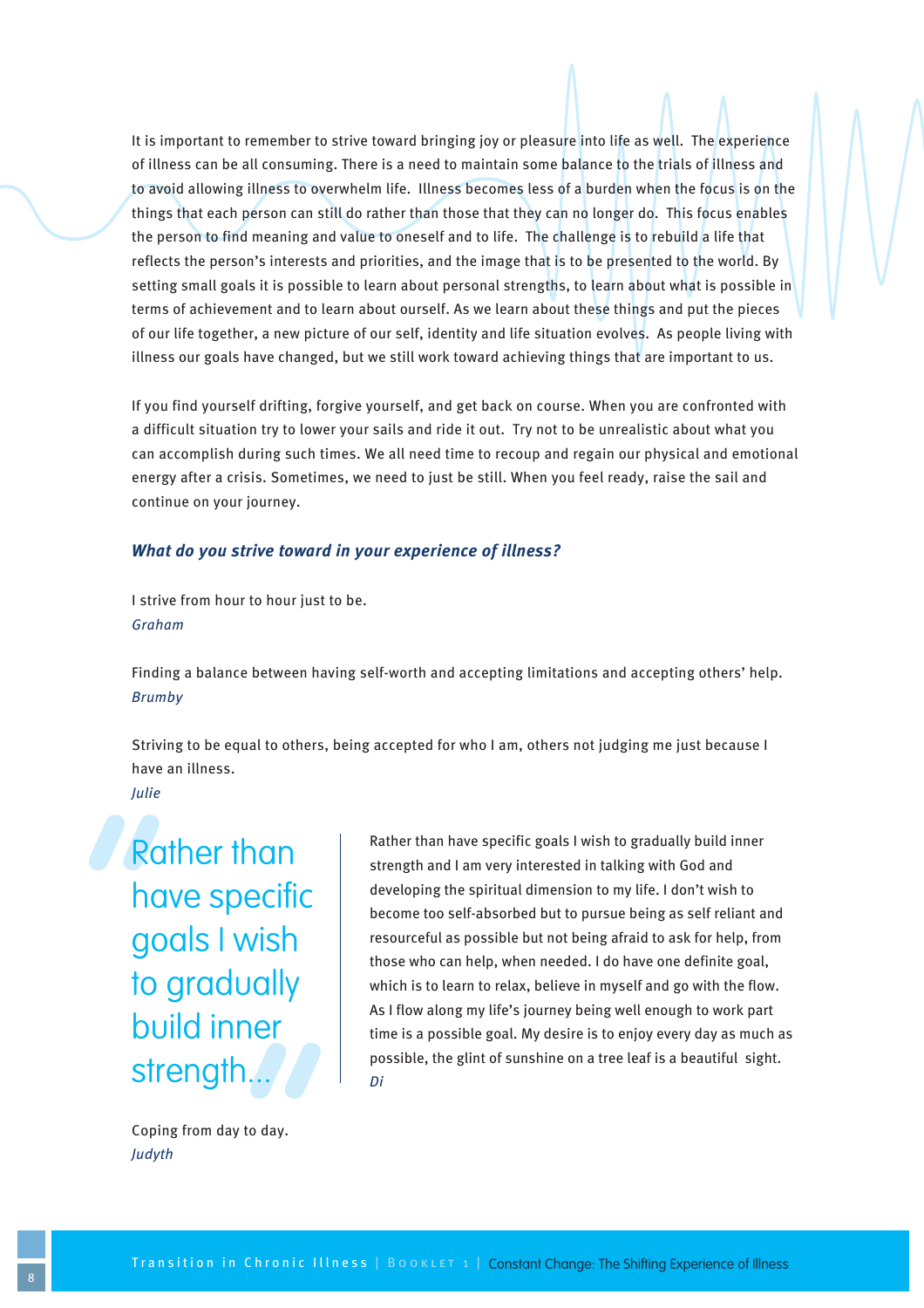It is important to remember to strive toward bringing joy or pleasure into life as well. The experience of illness can be all consuming. There is a need to maintain some balance to the trials of illness and to avoid allowing illness to overwhelm life. Illness becomes less of a burden when the focus is on the things that each person can still do rather than those that they can no longer do. This focus enables the person to find meaning and value to oneself and to life. The challenge is to rebuild a life that reflects the person's interests and priorities, and the image that is to be presented to the world. By setting small goals it is possible to learn about personal strengths, to learn about what is possible in terms of achievement and to learn about ourself. As we learn about these things and put the pieces of our life together, a new picture of our self, identity and life situation evolves. As people living with illness our goals have changed, but we still work toward achieving things that are important to us.

If you find yourself drifting, forgive yourself, and get back on course. When you are confronted with a difficult situation try to lower your sails and ride it out. Try not to be unrealistic about what you can accomplish during such times. We all need time to recoup and regain our physical and emotional energy after a crisis. Sometimes, we need to just be still. When you feel ready, raise the sail and continue on your journey.

### *What do you strive toward in your experience of illness?*

I strive from hour to hour just to be.
*Graham*

Finding a balance between having self-worth and accepting limitations and accepting others' help.
*Brumby*

Striving to be equal to others, being accepted for who I am, others not judging me just because I have an illness.
*Julie*

> "Rather than have specific goals I wish to gradually build inner strength..."

Rather than have specific goals I wish to gradually build inner strength and I am very interested in talking with God and developing the spiritual dimension to my life. I don't wish to become too self-absorbed but to pursue being as self reliant and resourceful as possible but not being afraid to ask for help, from those who can help, when needed. I do have one definite goal, which is to learn to relax, believe in myself and go with the flow. As I flow along my life's journey being well enough to work part time is a possible goal. My desire is to enjoy every day as much as possible, the glint of sunshine on a tree leaf is a beautiful sight.
*Di*

Coping from day to day.
*Judyth*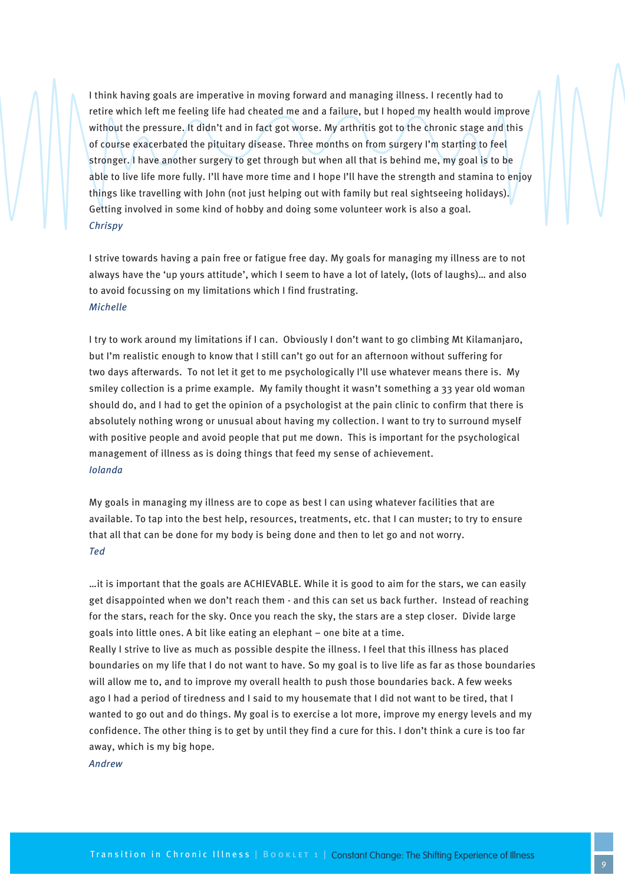I think having goals are imperative in moving forward and managing illness. I recently had to retire which left me feeling life had cheated me and a failure, but I hoped my health would improve without the pressure. It didn't and in fact got worse. My arthritis got to the chronic stage and this of course exacerbated the pituitary disease. Three months on from surgery I'm starting to feel stronger. I have another surgery to get through but when all that is behind me, my goal is to be able to live life more fully. I'll have more time and I hope I'll have the strength and stamina to enjoy things like travelling with John (not just helping out with family but real sightseeing holidays). Getting involved in some kind of hobby and doing some volunteer work is also a goal.

*Chrispy*

I strive towards having a pain free or fatigue free day. My goals for managing my illness are to not always have the 'up yours attitude', which I seem to have a lot of lately, (lots of laughs)... and also to avoid focussing on my limitations which I find frustrating.

*Michelle*

I try to work around my limitations if I can. Obviously I don't want to go climbing Mt Kilamanjaro, but I'm realistic enough to know that I still can't go out for an afternoon without suffering for two days afterwards. To not let it get to me psychologically I'll use whatever means there is. My smiley collection is a prime example. My family thought it wasn't something a 33 year old woman should do, and I had to get the opinion of a psychologist at the pain clinic to confirm that there is absolutely nothing wrong or unusual about having my collection. I want to try to surround myself with positive people and avoid people that put me down. This is important for the psychological management of illness as is doing things that feed my sense of achievement.

*Iolanda*

My goals in managing my illness are to cope as best I can using whatever facilities that are available. To tap into the best help, resources, treatments, etc. that I can muster; to try to ensure that all that can be done for my body is being done and then to let go and not worry.

*Ted*

...it is important that the goals are ACHIEVABLE. While it is good to aim for the stars, we can easily get disappointed when we don't reach them - and this can set us back further. Instead of reaching for the stars, reach for the sky. Once you reach the sky, the stars are a step closer. Divide large goals into little ones. A bit like eating an elephant – one bite at a time.

Really I strive to live as much as possible despite the illness. I feel that this illness has placed boundaries on my life that I do not want to have. So my goal is to live life as far as those boundaries will allow me to, and to improve my overall health to push those boundaries back. A few weeks ago I had a period of tiredness and I said to my housemate that I did not want to be tired, that I wanted to go out and do things. My goal is to exercise a lot more, improve my energy levels and my confidence. The other thing is to get by until they find a cure for this. I don't think a cure is too far away, which is my big hope.

*Andrew*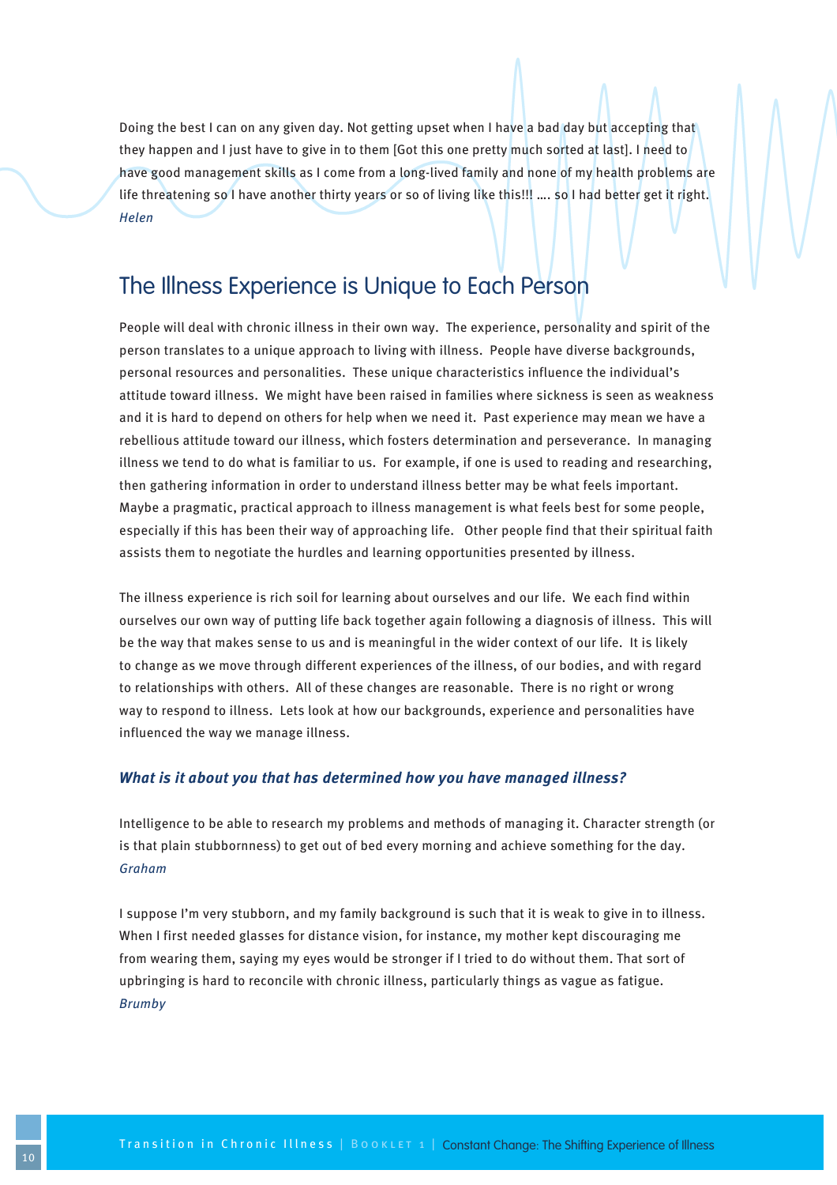Doing the best I can on any given day. Not getting upset when I have a bad day but accepting that they happen and I just have to give in to them [Got this one pretty much sorted at last]. I need to have good management skills as I come from a long-lived family and none of my health problems are life threatening so I have another thirty years or so of living like this!!! …. so I had better get it right.
*Helen*

## The Illness Experience is Unique to Each Person

People will deal with chronic illness in their own way. The experience, personality and spirit of the person translates to a unique approach to living with illness. People have diverse backgrounds, personal resources and personalities. These unique characteristics influence the individual's attitude toward illness. We might have been raised in families where sickness is seen as weakness and it is hard to depend on others for help when we need it. Past experience may mean we have a rebellious attitude toward our illness, which fosters determination and perseverance. In managing illness we tend to do what is familiar to us. For example, if one is used to reading and researching, then gathering information in order to understand illness better may be what feels important. Maybe a pragmatic, practical approach to illness management is what feels best for some people, especially if this has been their way of approaching life. Other people find that their spiritual faith assists them to negotiate the hurdles and learning opportunities presented by illness.

The illness experience is rich soil for learning about ourselves and our life. We each find within ourselves our own way of putting life back together again following a diagnosis of illness. This will be the way that makes sense to us and is meaningful in the wider context of our life. It is likely to change as we move through different experiences of the illness, of our bodies, and with regard to relationships with others. All of these changes are reasonable. There is no right or wrong way to respond to illness. Lets look at how our backgrounds, experience and personalities have influenced the way we manage illness.

### *What is it about you that has determined how you have managed illness?*

Intelligence to be able to research my problems and methods of managing it. Character strength (or is that plain stubbornness) to get out of bed every morning and achieve something for the day.
*Graham*

I suppose I'm very stubborn, and my family background is such that it is weak to give in to illness. When I first needed glasses for distance vision, for instance, my mother kept discouraging me from wearing them, saying my eyes would be stronger if I tried to do without them. That sort of upbringing is hard to reconcile with chronic illness, particularly things as vague as fatigue.
*Brumby*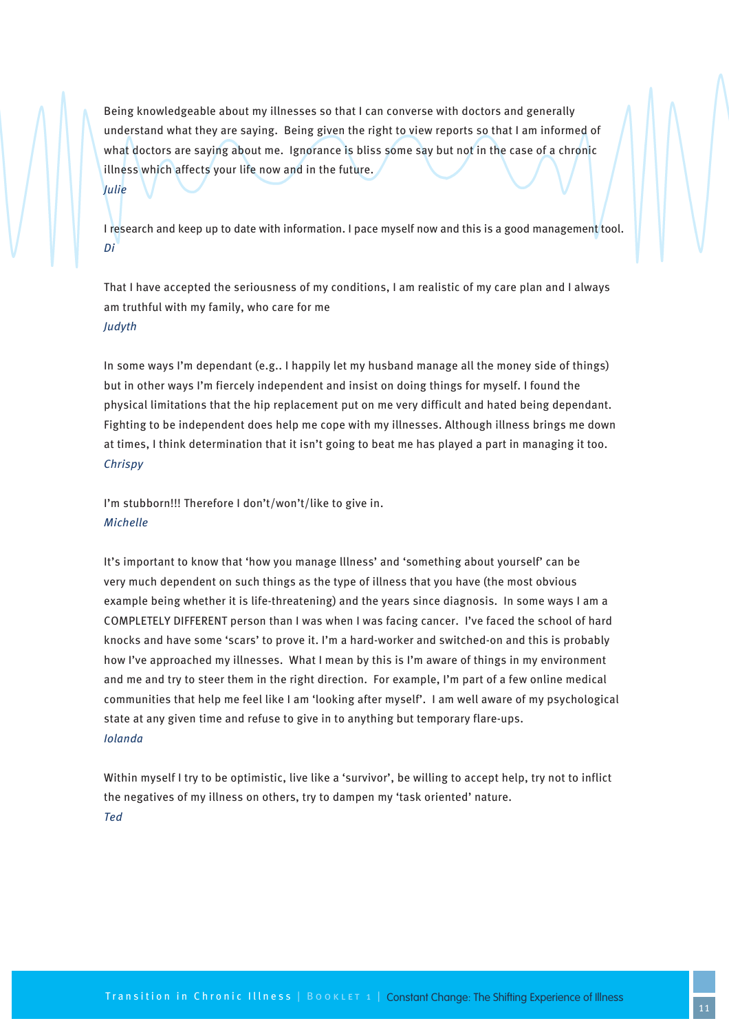Being knowledgeable about my illnesses so that I can converse with doctors and generally understand what they are saying. Being given the right to view reports so that I am informed of what doctors are saying about me. Ignorance is bliss some say but not in the case of a chronic illness which affects your life now and in the future.
*Julie*

I research and keep up to date with information. I pace myself now and this is a good management tool.
*Di*

That I have accepted the seriousness of my conditions, I am realistic of my care plan and I always am truthful with my family, who care for me
*Judyth*

In some ways I'm dependant (e.g.. I happily let my husband manage all the money side of things) but in other ways I'm fiercely independent and insist on doing things for myself. I found the physical limitations that the hip replacement put on me very difficult and hated being dependant. Fighting to be independent does help me cope with my illnesses. Although illness brings me down at times, I think determination that it isn't going to beat me has played a part in managing it too.
*Chrispy*

I'm stubborn!!! Therefore I don't/won't/like to give in.
*Michelle*

It's important to know that 'how you manage Illness' and 'something about yourself' can be very much dependent on such things as the type of illness that you have (the most obvious example being whether it is life-threatening) and the years since diagnosis. In some ways I am a COMPLETELY DIFFERENT person than I was when I was facing cancer. I've faced the school of hard knocks and have some 'scars' to prove it. I'm a hard-worker and switched-on and this is probably how I've approached my illnesses. What I mean by this is I'm aware of things in my environment and me and try to steer them in the right direction. For example, I'm part of a few online medical communities that help me feel like I am 'looking after myself'. I am well aware of my psychological state at any given time and refuse to give in to anything but temporary flare-ups.
*Iolanda*

Within myself I try to be optimistic, live like a 'survivor', be willing to accept help, try not to inflict the negatives of my illness on others, try to dampen my 'task oriented' nature.
*Ted*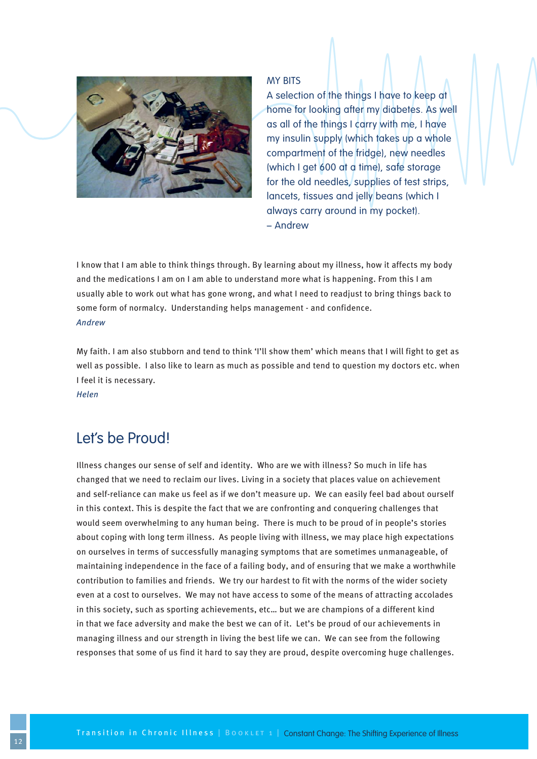MY BITS

A selection of the things I have to keep at home for looking after my diabetes. As well as all of the things I carry with me, I have my insulin supply (which takes up a whole compartment of the fridge), new needles (which I get 600 at a time), safe storage for the old needles, supplies of test strips, lancets, tissues and jelly beans (which I always carry around in my pocket).
– Andrew

I know that I am able to think things through. By learning about my illness, how it affects my body and the medications I am on I am able to understand more what is happening. From this I am usually able to work out what has gone wrong, and what I need to readjust to bring things back to some form of normalcy. Understanding helps management - and confidence.
*Andrew*

My faith. I am also stubborn and tend to think 'I'll show them' which means that I will fight to get as well as possible. I also like to learn as much as possible and tend to question my doctors etc. when I feel it is necessary.
*Helen*

## Let's be Proud!

Illness changes our sense of self and identity. Who are we with illness? So much in life has changed that we need to reclaim our lives. Living in a society that places value on achievement and self-reliance can make us feel as if we don't measure up. We can easily feel bad about ourself in this context. This is despite the fact that we are confronting and conquering challenges that would seem overwhelming to any human being. There is much to be proud of in people's stories about coping with long term illness. As people living with illness, we may place high expectations on ourselves in terms of successfully managing symptoms that are sometimes unmanageable, of maintaining independence in the face of a failing body, and of ensuring that we make a worthwhile contribution to families and friends. We try our hardest to fit with the norms of the wider society even at a cost to ourselves. We may not have access to some of the means of attracting accolades in this society, such as sporting achievements, etc… but we are champions of a different kind in that we face adversity and make the best we can of it. Let's be proud of our achievements in managing illness and our strength in living the best life we can. We can see from the following responses that some of us find it hard to say they are proud, despite overcoming huge challenges.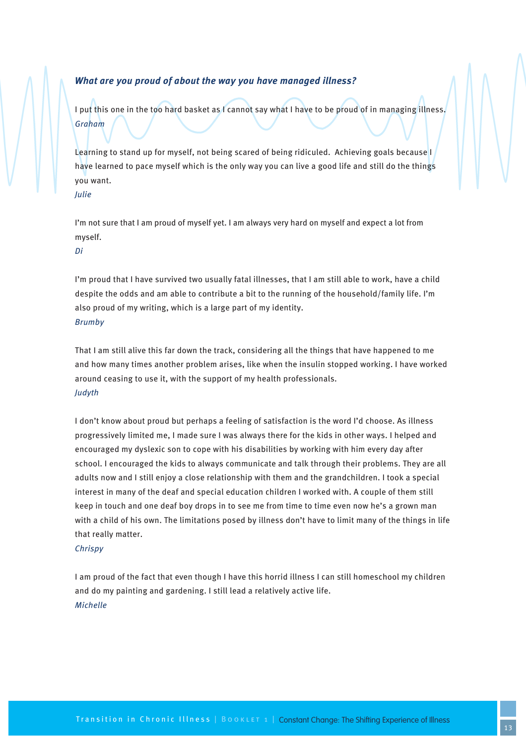### *What are you proud of about the way you have managed illness?*

I put this one in the too hard basket as I cannot say what I have to be proud of in managing illness.
*Graham*

Learning to stand up for myself, not being scared of being ridiculed. Achieving goals because I have learned to pace myself which is the only way you can live a good life and still do the things you want.
*Julie*

I'm not sure that I am proud of myself yet. I am always very hard on myself and expect a lot from myself.
*Di*

I'm proud that I have survived two usually fatal illnesses, that I am still able to work, have a child despite the odds and am able to contribute a bit to the running of the household/family life. I'm also proud of my writing, which is a large part of my identity.
*Brumby*

That I am still alive this far down the track, considering all the things that have happened to me and how many times another problem arises, like when the insulin stopped working. I have worked around ceasing to use it, with the support of my health professionals.
*Judyth*

I don't know about proud but perhaps a feeling of satisfaction is the word I'd choose. As illness progressively limited me, I made sure I was always there for the kids in other ways. I helped and encouraged my dyslexic son to cope with his disabilities by working with him every day after school. I encouraged the kids to always communicate and talk through their problems. They are all adults now and I still enjoy a close relationship with them and the grandchildren. I took a special interest in many of the deaf and special education children I worked with. A couple of them still keep in touch and one deaf boy drops in to see me from time to time even now he's a grown man with a child of his own. The limitations posed by illness don't have to limit many of the things in life that really matter.
*Chrispy*

I am proud of the fact that even though I have this horrid illness I can still homeschool my children and do my painting and gardening. I still lead a relatively active life.
*Michelle*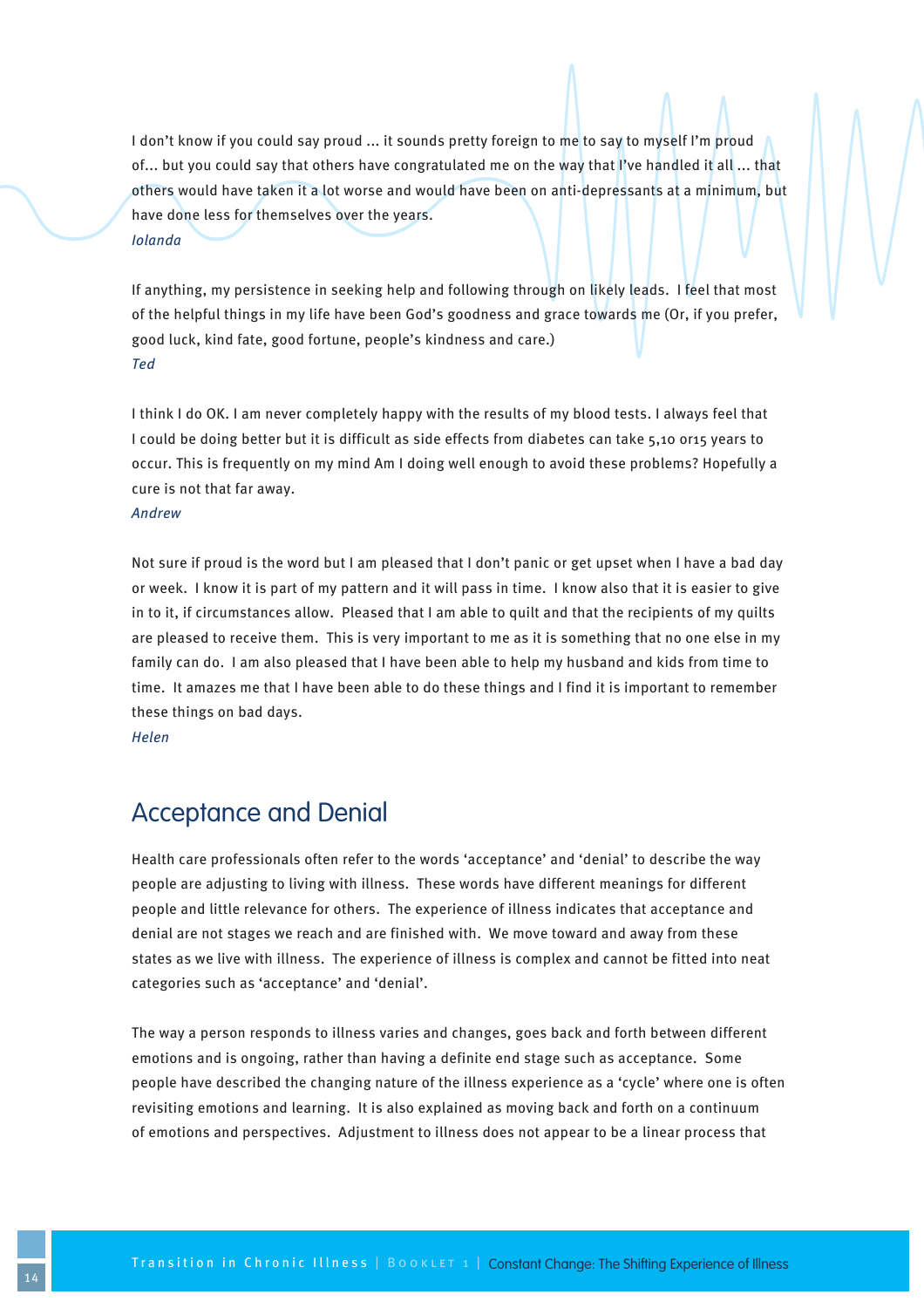I don't know if you could say proud ... it sounds pretty foreign to me to say to myself I'm proud of... but you could say that others have congratulated me on the way that I've handled it all ... that others would have taken it a lot worse and would have been on anti-depressants at a minimum, but have done less for themselves over the years.

*Iolanda*

If anything, my persistence in seeking help and following through on likely leads. I feel that most of the helpful things in my life have been God's goodness and grace towards me (Or, if you prefer, good luck, kind fate, good fortune, people's kindness and care.)

*Ted*

I think I do OK. I am never completely happy with the results of my blood tests. I always feel that I could be doing better but it is difficult as side effects from diabetes can take 5,10 or15 years to occur. This is frequently on my mind Am I doing well enough to avoid these problems? Hopefully a cure is not that far away.

*Andrew*

Not sure if proud is the word but I am pleased that I don't panic or get upset when I have a bad day or week. I know it is part of my pattern and it will pass in time. I know also that it is easier to give in to it, if circumstances allow. Pleased that I am able to quilt and that the recipients of my quilts are pleased to receive them. This is very important to me as it is something that no one else in my family can do. I am also pleased that I have been able to help my husband and kids from time to time. It amazes me that I have been able to do these things and I find it is important to remember these things on bad days.

*Helen*

## Acceptance and Denial

Health care professionals often refer to the words 'acceptance' and 'denial' to describe the way people are adjusting to living with illness. These words have different meanings for different people and little relevance for others. The experience of illness indicates that acceptance and denial are not stages we reach and are finished with. We move toward and away from these states as we live with illness. The experience of illness is complex and cannot be fitted into neat categories such as 'acceptance' and 'denial'.

The way a person responds to illness varies and changes, goes back and forth between different emotions and is ongoing, rather than having a definite end stage such as acceptance. Some people have described the changing nature of the illness experience as a 'cycle' where one is often revisiting emotions and learning. It is also explained as moving back and forth on a continuum of emotions and perspectives. Adjustment to illness does not appear to be a linear process that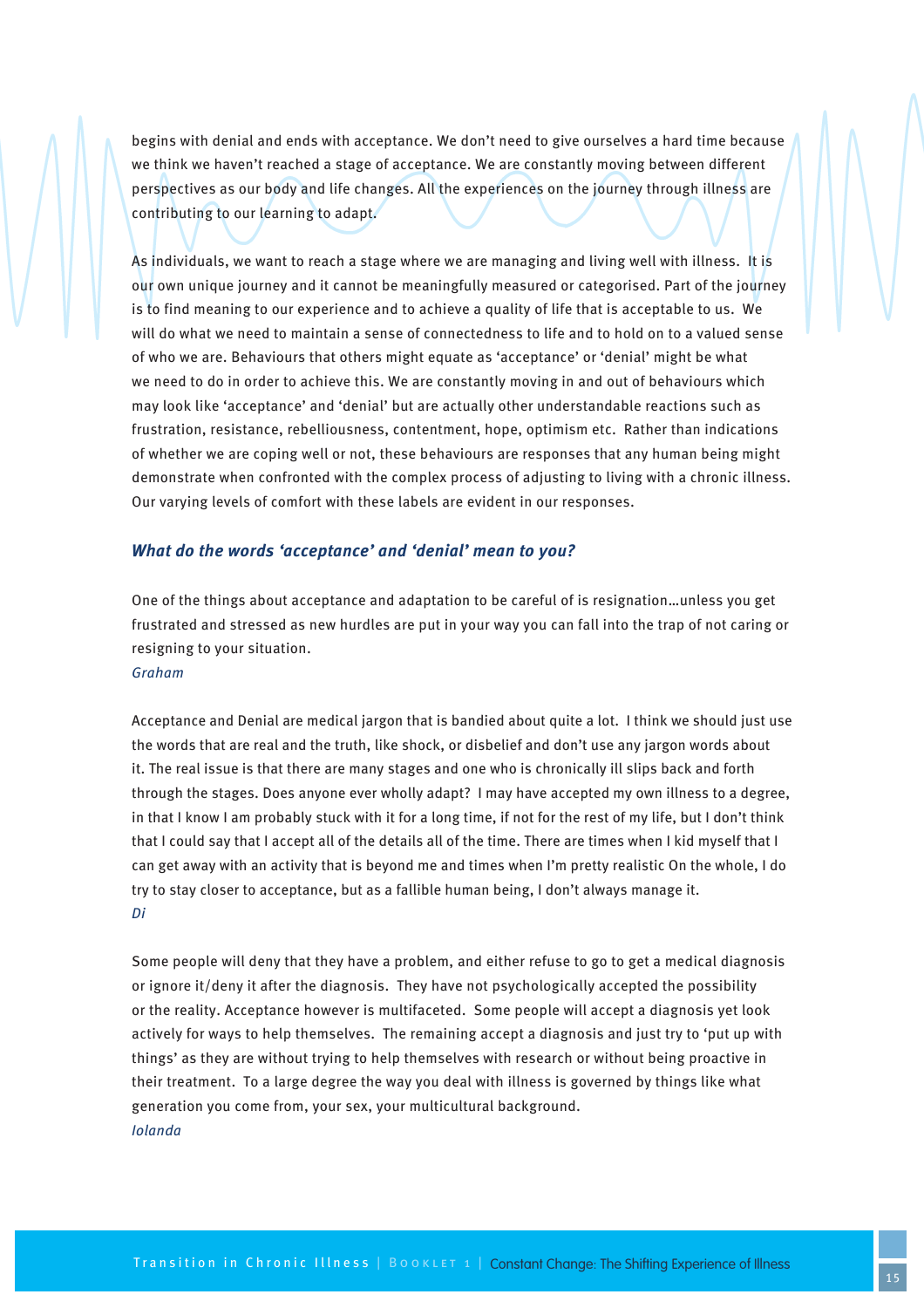begins with denial and ends with acceptance. We don't need to give ourselves a hard time because we think we haven't reached a stage of acceptance. We are constantly moving between different perspectives as our body and life changes. All the experiences on the journey through illness are contributing to our learning to adapt.

As individuals, we want to reach a stage where we are managing and living well with illness. It is our own unique journey and it cannot be meaningfully measured or categorised. Part of the journey is to find meaning to our experience and to achieve a quality of life that is acceptable to us. We will do what we need to maintain a sense of connectedness to life and to hold on to a valued sense of who we are. Behaviours that others might equate as 'acceptance' or 'denial' might be what we need to do in order to achieve this. We are constantly moving in and out of behaviours which may look like 'acceptance' and 'denial' but are actually other understandable reactions such as frustration, resistance, rebelliousness, contentment, hope, optimism etc. Rather than indications of whether we are coping well or not, these behaviours are responses that any human being might demonstrate when confronted with the complex process of adjusting to living with a chronic illness. Our varying levels of comfort with these labels are evident in our responses.

### *What do the words 'acceptance' and 'denial' mean to you?*

One of the things about acceptance and adaptation to be careful of is resignation…unless you get frustrated and stressed as new hurdles are put in your way you can fall into the trap of not caring or resigning to your situation.
*Graham*

Acceptance and Denial are medical jargon that is bandied about quite a lot. I think we should just use the words that are real and the truth, like shock, or disbelief and don't use any jargon words about it. The real issue is that there are many stages and one who is chronically ill slips back and forth through the stages. Does anyone ever wholly adapt? I may have accepted my own illness to a degree, in that I know I am probably stuck with it for a long time, if not for the rest of my life, but I don't think that I could say that I accept all of the details all of the time. There are times when I kid myself that I can get away with an activity that is beyond me and times when I'm pretty realistic On the whole, I do try to stay closer to acceptance, but as a fallible human being, I don't always manage it.
*Di*

Some people will deny that they have a problem, and either refuse to go to get a medical diagnosis or ignore it/deny it after the diagnosis. They have not psychologically accepted the possibility or the reality. Acceptance however is multifaceted. Some people will accept a diagnosis yet look actively for ways to help themselves. The remaining accept a diagnosis and just try to 'put up with things' as they are without trying to help themselves with research or without being proactive in their treatment. To a large degree the way you deal with illness is governed by things like what generation you come from, your sex, your multicultural background.
*Iolanda*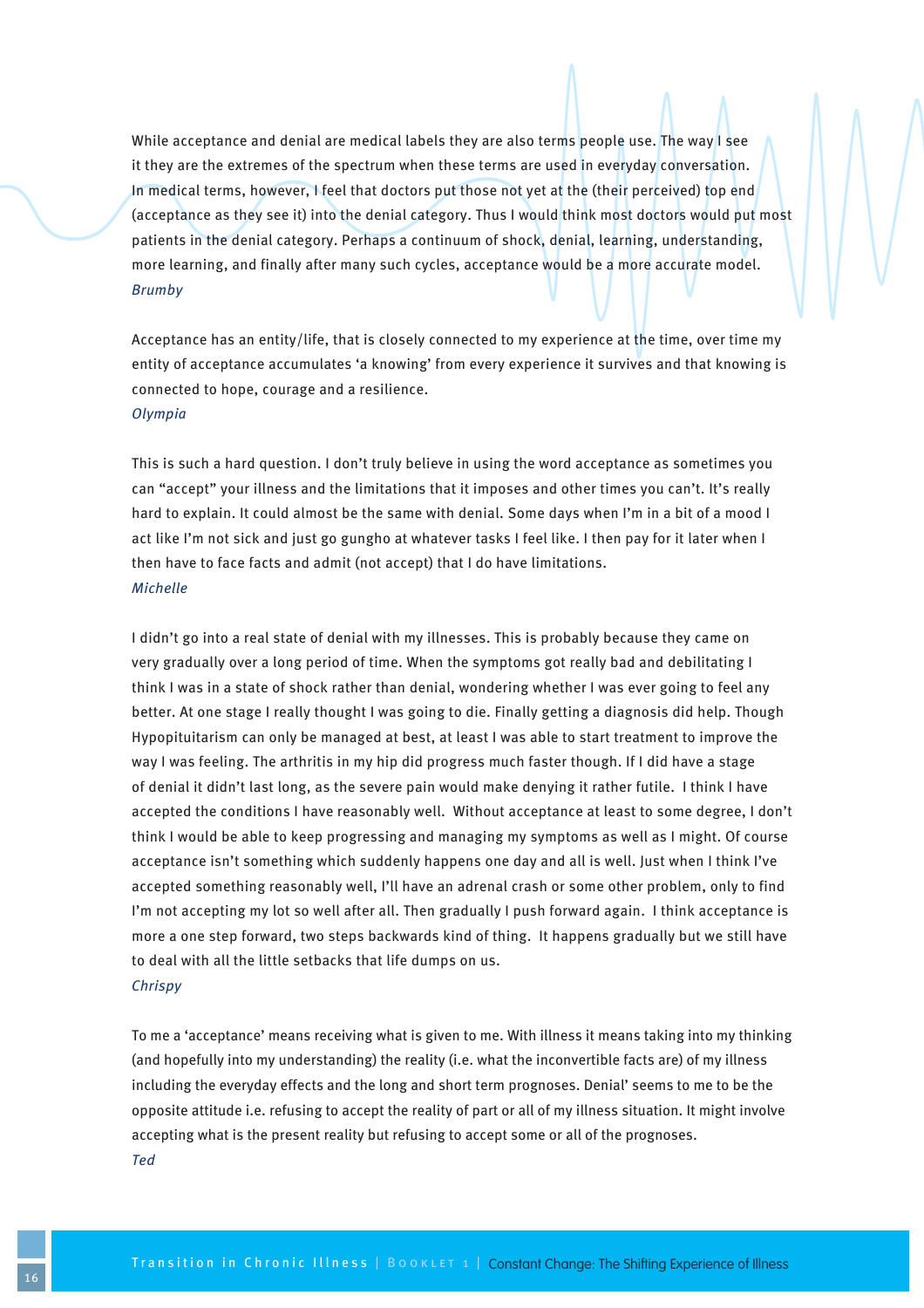While acceptance and denial are medical labels they are also terms people use. The way I see it they are the extremes of the spectrum when these terms are used in everyday conversation. In medical terms, however, I feel that doctors put those not yet at the (their perceived) top end (acceptance as they see it) into the denial category. Thus I would think most doctors would put most patients in the denial category. Perhaps a continuum of shock, denial, learning, understanding, more learning, and finally after many such cycles, acceptance would be a more accurate model.

*Brumby*

Acceptance has an entity/life, that is closely connected to my experience at the time, over time my entity of acceptance accumulates 'a knowing' from every experience it survives and that knowing is connected to hope, courage and a resilience.

*Olympia*

This is such a hard question. I don't truly believe in using the word acceptance as sometimes you can "accept" your illness and the limitations that it imposes and other times you can't. It's really hard to explain. It could almost be the same with denial. Some days when I'm in a bit of a mood I act like I'm not sick and just go gungho at whatever tasks I feel like. I then pay for it later when I then have to face facts and admit (not accept) that I do have limitations.

*Michelle*

I didn't go into a real state of denial with my illnesses. This is probably because they came on very gradually over a long period of time. When the symptoms got really bad and debilitating I think I was in a state of shock rather than denial, wondering whether I was ever going to feel any better. At one stage I really thought I was going to die. Finally getting a diagnosis did help. Though Hypopituitarism can only be managed at best, at least I was able to start treatment to improve the way I was feeling. The arthritis in my hip did progress much faster though. If I did have a stage of denial it didn't last long, as the severe pain would make denying it rather futile. I think I have accepted the conditions I have reasonably well. Without acceptance at least to some degree, I don't think I would be able to keep progressing and managing my symptoms as well as I might. Of course acceptance isn't something which suddenly happens one day and all is well. Just when I think I've accepted something reasonably well, I'll have an adrenal crash or some other problem, only to find I'm not accepting my lot so well after all. Then gradually I push forward again. I think acceptance is more a one step forward, two steps backwards kind of thing. It happens gradually but we still have to deal with all the little setbacks that life dumps on us.

*Chrispy*

To me a 'acceptance' means receiving what is given to me. With illness it means taking into my thinking (and hopefully into my understanding) the reality (i.e. what the inconvertible facts are) of my illness including the everyday effects and the long and short term prognoses. Denial' seems to me to be the opposite attitude i.e. refusing to accept the reality of part or all of my illness situation. It might involve accepting what is the present reality but refusing to accept some or all of the prognoses.

*Ted*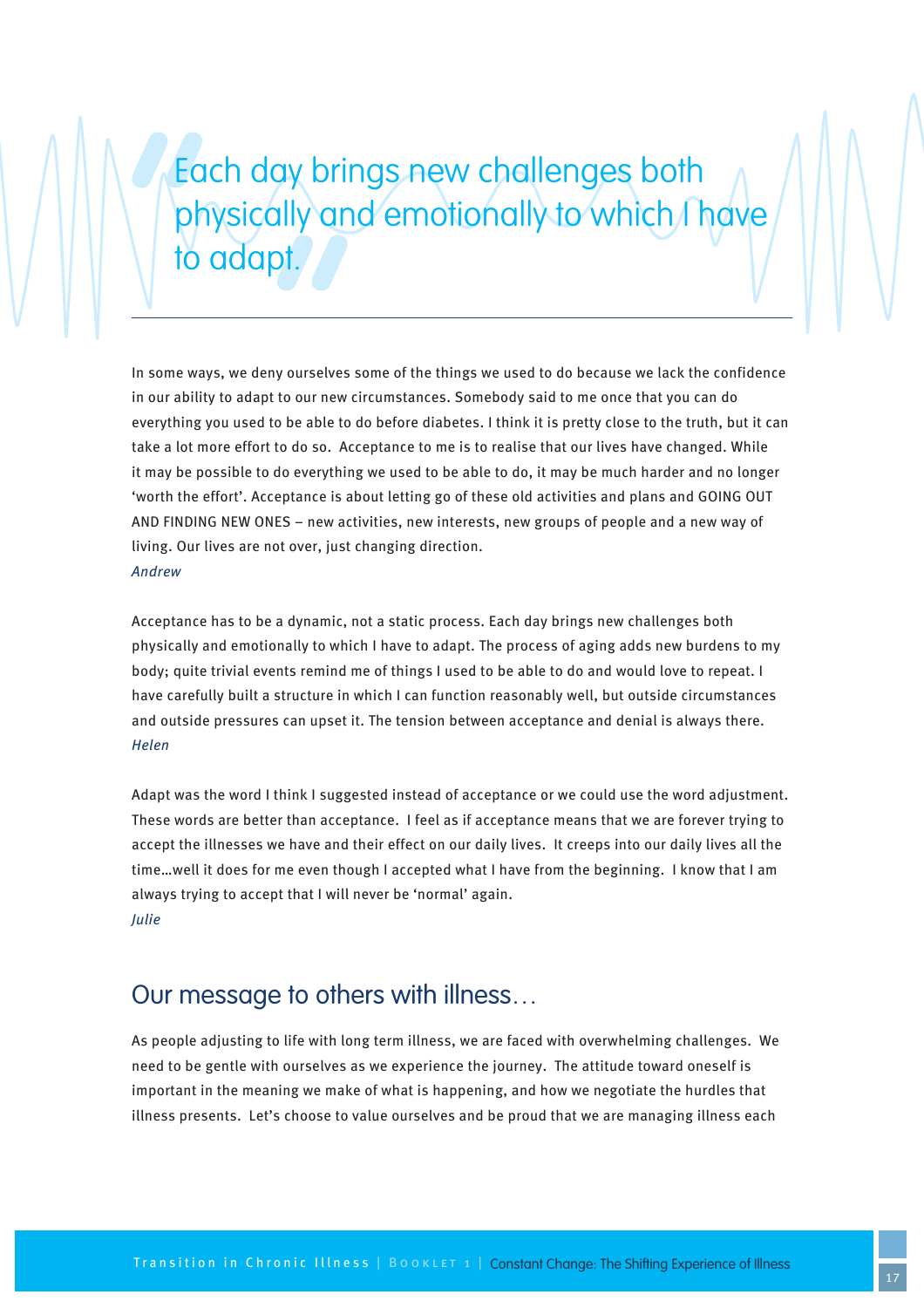> Each day brings new challenges both physically and emotionally to which I have to adapt.

In some ways, we deny ourselves some of the things we used to do because we lack the confidence in our ability to adapt to our new circumstances. Somebody said to me once that you can do everything you used to be able to do before diabetes. I think it is pretty close to the truth, but it can take a lot more effort to do so. Acceptance to me is to realise that our lives have changed. While it may be possible to do everything we used to be able to do, it may be much harder and no longer 'worth the effort'. Acceptance is about letting go of these old activities and plans and GOING OUT AND FINDING NEW ONES – new activities, new interests, new groups of people and a new way of living. Our lives are not over, just changing direction.
*Andrew*

Acceptance has to be a dynamic, not a static process. Each day brings new challenges both physically and emotionally to which I have to adapt. The process of aging adds new burdens to my body; quite trivial events remind me of things I used to be able to do and would love to repeat. I have carefully built a structure in which I can function reasonably well, but outside circumstances and outside pressures can upset it. The tension between acceptance and denial is always there.
*Helen*

Adapt was the word I think I suggested instead of acceptance or we could use the word adjustment. These words are better than acceptance. I feel as if acceptance means that we are forever trying to accept the illnesses we have and their effect on our daily lives. It creeps into our daily lives all the time…well it does for me even though I accepted what I have from the beginning. I know that I am always trying to accept that I will never be 'normal' again.
*Julie*

## Our message to others with illness…

As people adjusting to life with long term illness, we are faced with overwhelming challenges. We need to be gentle with ourselves as we experience the journey. The attitude toward oneself is important in the meaning we make of what is happening, and how we negotiate the hurdles that illness presents. Let's choose to value ourselves and be proud that we are managing illness each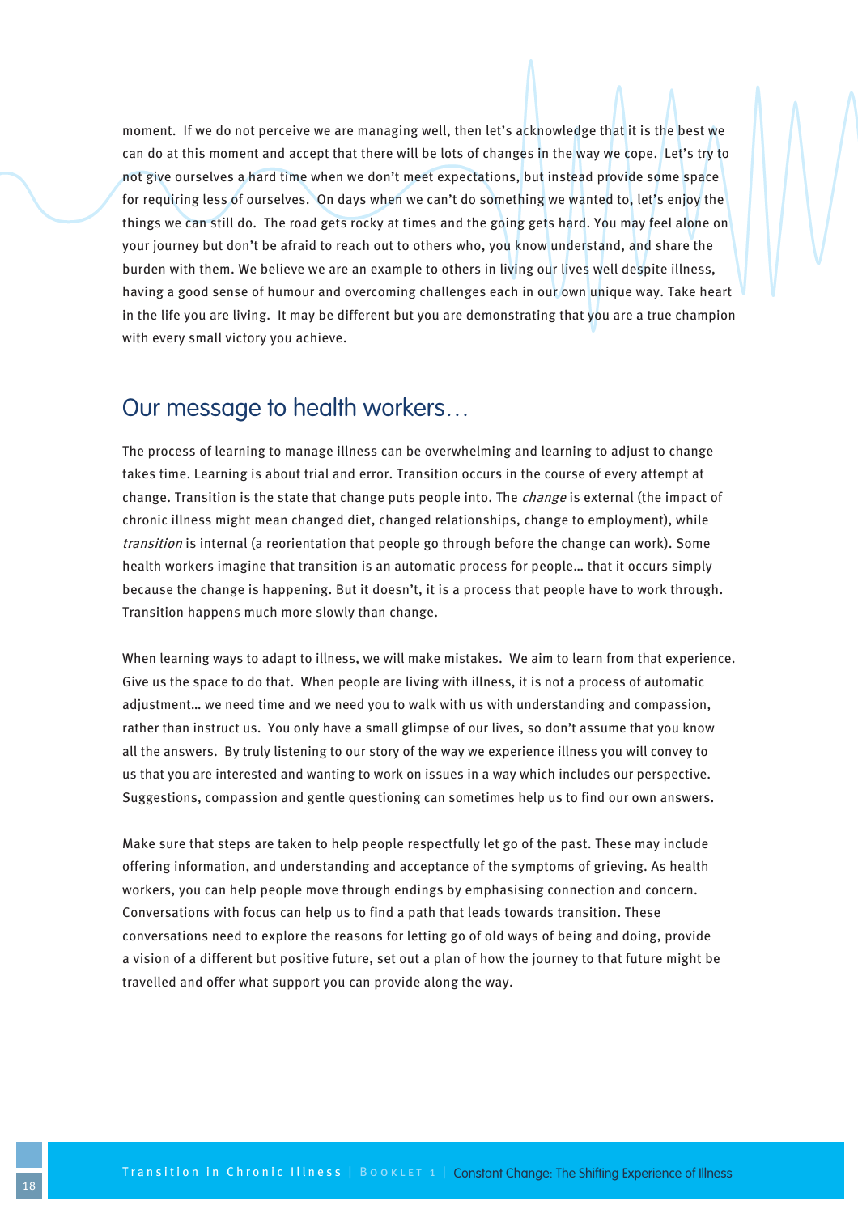moment. If we do not perceive we are managing well, then let's acknowledge that it is the best we can do at this moment and accept that there will be lots of changes in the way we cope. Let's try to not give ourselves a hard time when we don't meet expectations, but instead provide some space for requiring less of ourselves. On days when we can't do something we wanted to, let's enjoy the things we can still do. The road gets rocky at times and the going gets hard. You may feel alone on your journey but don't be afraid to reach out to others who, you know understand, and share the burden with them. We believe we are an example to others in living our lives well despite illness, having a good sense of humour and overcoming challenges each in our own unique way. Take heart in the life you are living. It may be different but you are demonstrating that you are a true champion with every small victory you achieve.

## Our message to health workers…

The process of learning to manage illness can be overwhelming and learning to adjust to change takes time. Learning is about trial and error. Transition occurs in the course of every attempt at change. Transition is the state that change puts people into. The *change* is external (the impact of chronic illness might mean changed diet, changed relationships, change to employment), while *transition* is internal (a reorientation that people go through before the change can work). Some health workers imagine that transition is an automatic process for people… that it occurs simply because the change is happening. But it doesn't, it is a process that people have to work through. Transition happens much more slowly than change.

When learning ways to adapt to illness, we will make mistakes. We aim to learn from that experience. Give us the space to do that. When people are living with illness, it is not a process of automatic adjustment… we need time and we need you to walk with us with understanding and compassion, rather than instruct us. You only have a small glimpse of our lives, so don't assume that you know all the answers. By truly listening to our story of the way we experience illness you will convey to us that you are interested and wanting to work on issues in a way which includes our perspective. Suggestions, compassion and gentle questioning can sometimes help us to find our own answers.

Make sure that steps are taken to help people respectfully let go of the past. These may include offering information, and understanding and acceptance of the symptoms of grieving. As health workers, you can help people move through endings by emphasising connection and concern. Conversations with focus can help us to find a path that leads towards transition. These conversations need to explore the reasons for letting go of old ways of being and doing, provide a vision of a different but positive future, set out a plan of how the journey to that future might be travelled and offer what support you can provide along the way.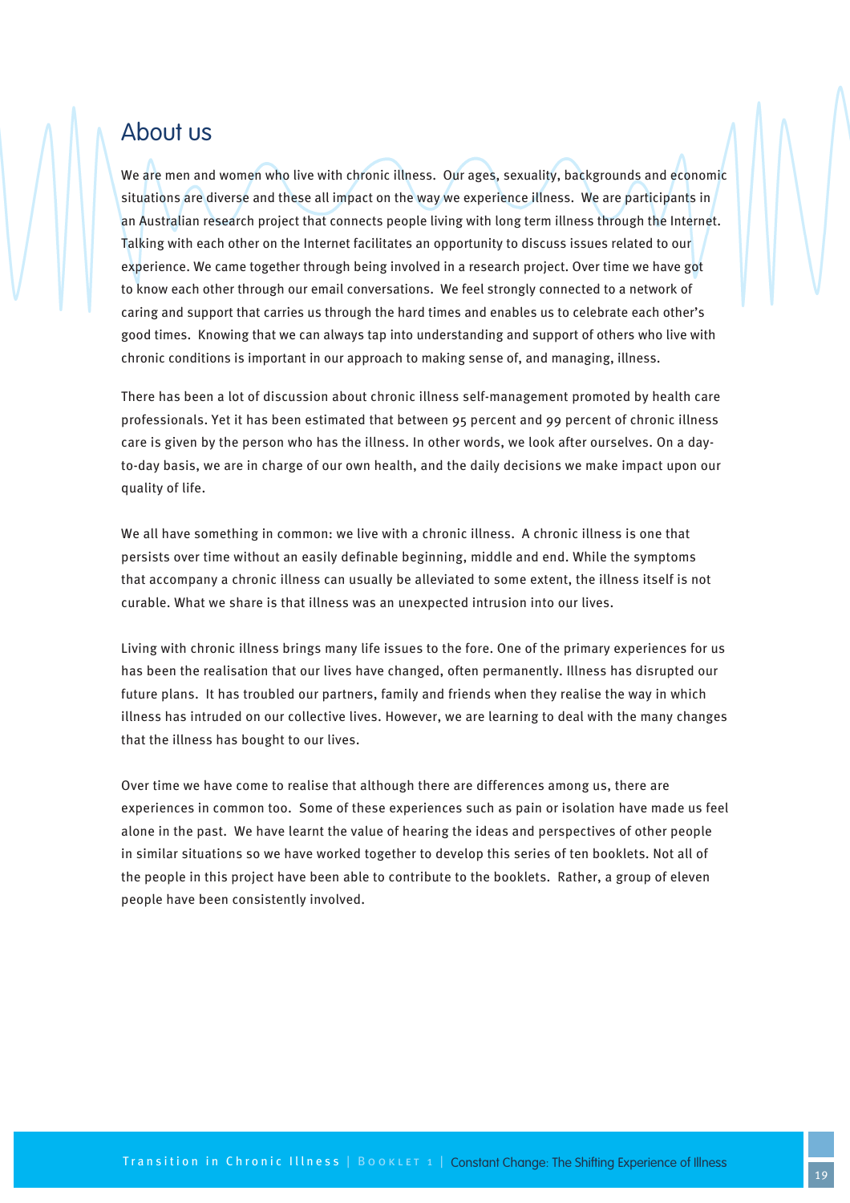# About us

We are men and women who live with chronic illness. Our ages, sexuality, backgrounds and economic situations are diverse and these all impact on the way we experience illness. We are participants in an Australian research project that connects people living with long term illness through the Internet. Talking with each other on the Internet facilitates an opportunity to discuss issues related to our experience. We came together through being involved in a research project. Over time we have got to know each other through our email conversations. We feel strongly connected to a network of caring and support that carries us through the hard times and enables us to celebrate each other's good times. Knowing that we can always tap into understanding and support of others who live with chronic conditions is important in our approach to making sense of, and managing, illness.

There has been a lot of discussion about chronic illness self-management promoted by health care professionals. Yet it has been estimated that between 95 percent and 99 percent of chronic illness care is given by the person who has the illness. In other words, we look after ourselves. On a day-to-day basis, we are in charge of our own health, and the daily decisions we make impact upon our quality of life.

We all have something in common: we live with a chronic illness. A chronic illness is one that persists over time without an easily definable beginning, middle and end. While the symptoms that accompany a chronic illness can usually be alleviated to some extent, the illness itself is not curable. What we share is that illness was an unexpected intrusion into our lives.

Living with chronic illness brings many life issues to the fore. One of the primary experiences for us has been the realisation that our lives have changed, often permanently. Illness has disrupted our future plans. It has troubled our partners, family and friends when they realise the way in which illness has intruded on our collective lives. However, we are learning to deal with the many changes that the illness has bought to our lives.

Over time we have come to realise that although there are differences among us, there are experiences in common too. Some of these experiences such as pain or isolation have made us feel alone in the past. We have learnt the value of hearing the ideas and perspectives of other people in similar situations so we have worked together to develop this series of ten booklets. Not all of the people in this project have been able to contribute to the booklets. Rather, a group of eleven people have been consistently involved.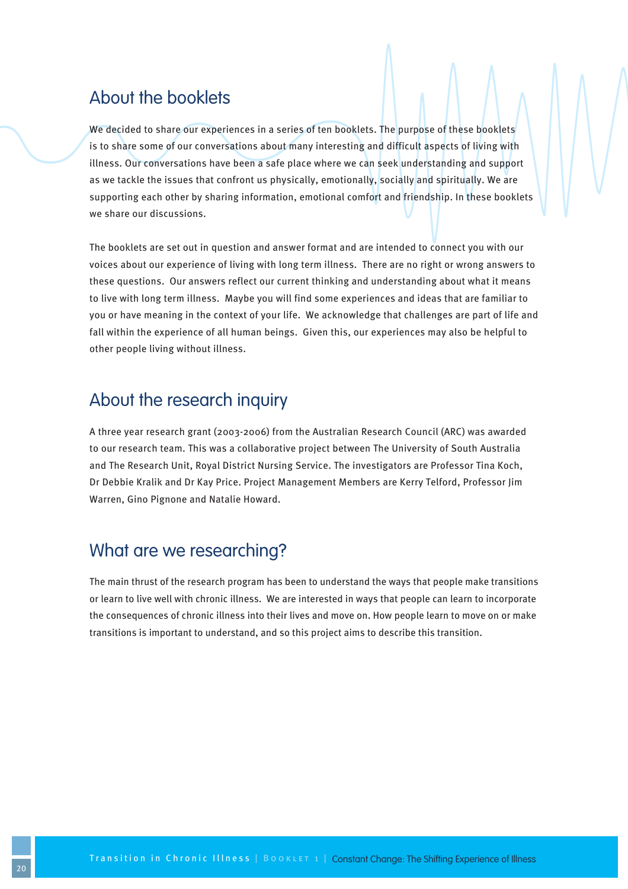## About the booklets

We decided to share our experiences in a series of ten booklets. The purpose of these booklets is to share some of our conversations about many interesting and difficult aspects of living with illness. Our conversations have been a safe place where we can seek understanding and support as we tackle the issues that confront us physically, emotionally, socially and spiritually. We are supporting each other by sharing information, emotional comfort and friendship. In these booklets we share our discussions.

The booklets are set out in question and answer format and are intended to connect you with our voices about our experience of living with long term illness. There are no right or wrong answers to these questions. Our answers reflect our current thinking and understanding about what it means to live with long term illness. Maybe you will find some experiences and ideas that are familiar to you or have meaning in the context of your life. We acknowledge that challenges are part of life and fall within the experience of all human beings. Given this, our experiences may also be helpful to other people living without illness.

## About the research inquiry

A three year research grant (2003-2006) from the Australian Research Council (ARC) was awarded to our research team. This was a collaborative project between The University of South Australia and The Research Unit, Royal District Nursing Service. The investigators are Professor Tina Koch, Dr Debbie Kralik and Dr Kay Price. Project Management Members are Kerry Telford, Professor Jim Warren, Gino Pignone and Natalie Howard.

## What are we researching?

The main thrust of the research program has been to understand the ways that people make transitions or learn to live well with chronic illness. We are interested in ways that people can learn to incorporate the consequences of chronic illness into their lives and move on. How people learn to move on or make transitions is important to understand, and so this project aims to describe this transition.